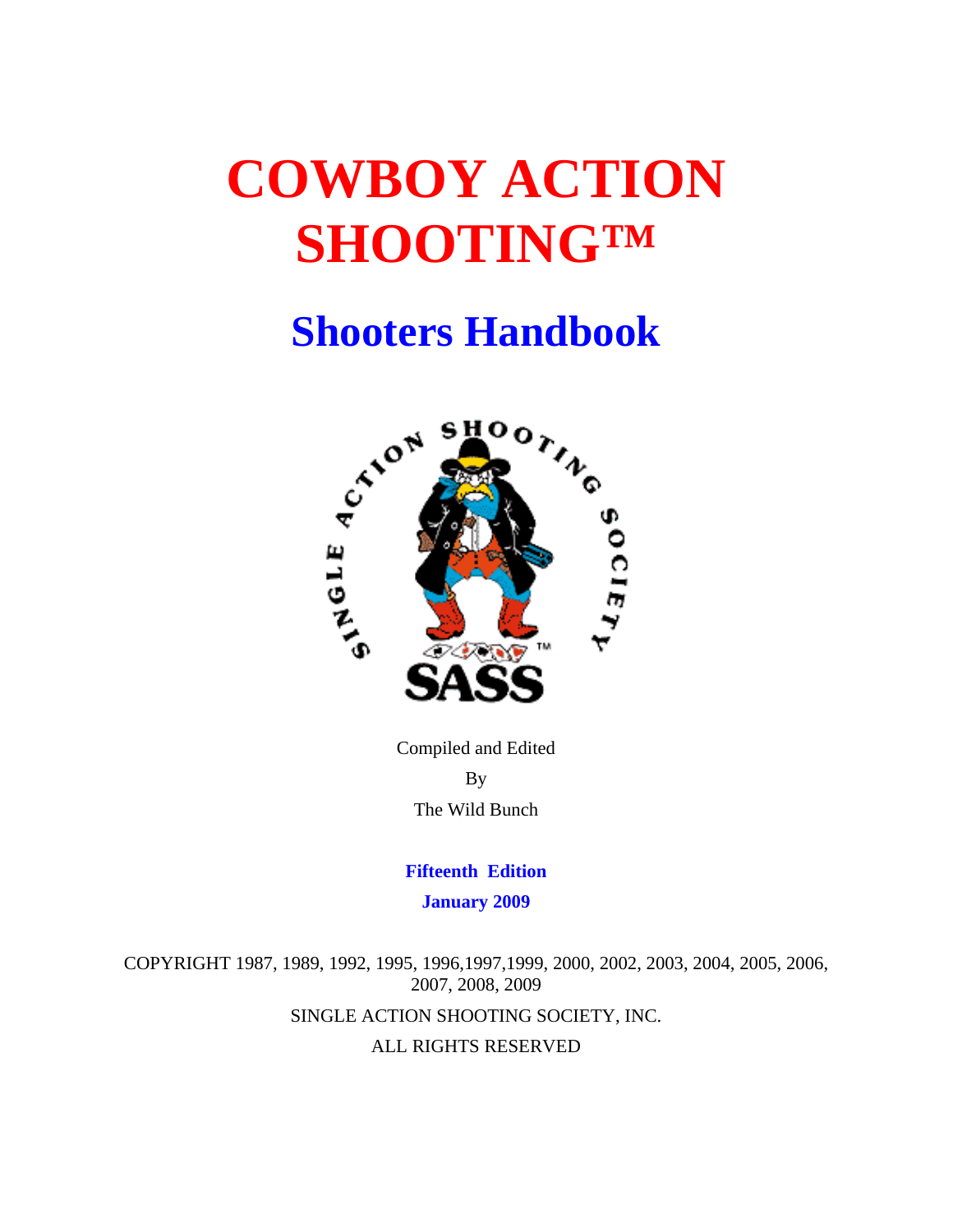# COWBOY ACTION SHOOTING™

## Shooters Handbook

Compiled and Edited

By

The Wild Bunch

**Fifteenth Edition**

**January 2009**

COPYRIGHT 1987, 1989, 1992, 1995, 1996,1997,1999, 2000, 2002, 2003, 2004, 2005, 2006, 2007, 2008, 2009

SINGLE ACTION SHOOTING SOCIETY, INC.

ALL RIGHTS RESERVED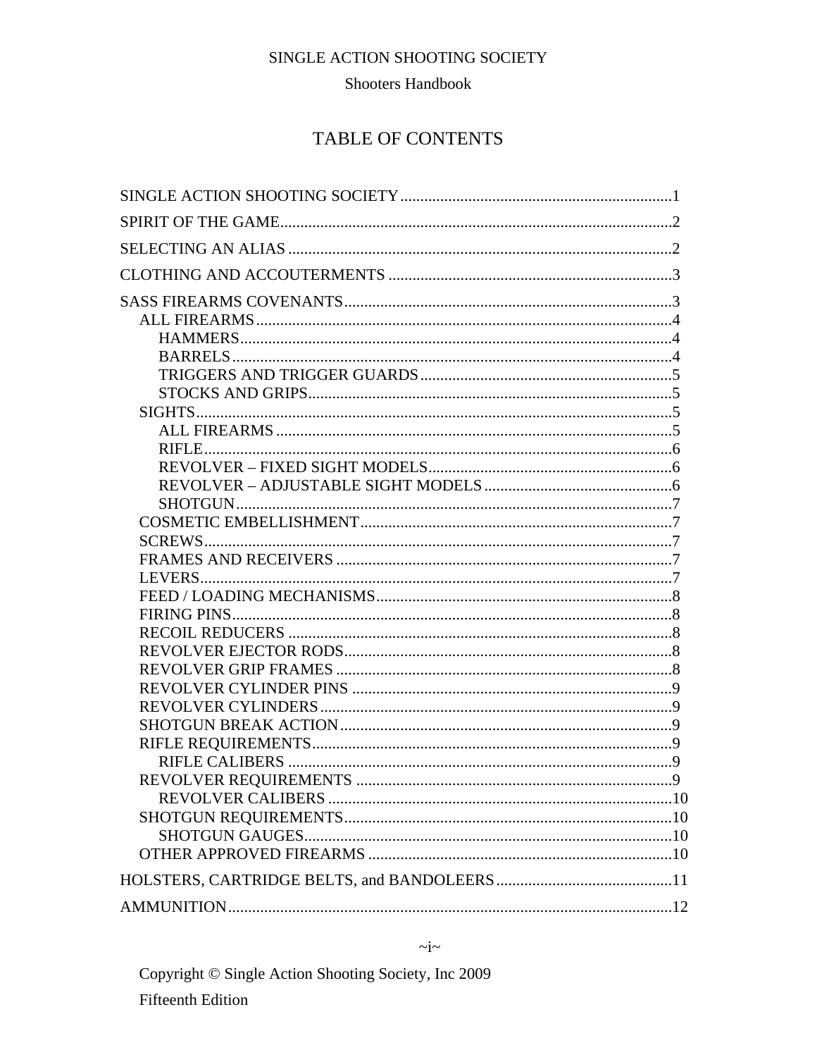SINGLE ACTION SHOOTING SOCIETY

Shooters Handbook

# TABLE OF CONTENTS

SINGLE ACTION SHOOTING SOCIETY ........ 1

SPIRIT OF THE GAME ........ 2

SELECTING AN ALIAS ........ 2

CLOTHING AND ACCOUTERMENTS ........ 3

SASS FIREARMS COVENANTS ........ 3
- ALL FIREARMS ........ 4
  - HAMMERS ........ 4
  - BARRELS ........ 4
  - TRIGGERS AND TRIGGER GUARDS ........ 5
  - STOCKS AND GRIPS ........ 5
- SIGHTS ........ 5
  - ALL FIREARMS ........ 5
  - RIFLE ........ 6
  - REVOLVER – FIXED SIGHT MODELS ........ 6
  - REVOLVER – ADJUSTABLE SIGHT MODELS ........ 6
  - SHOTGUN ........ 7
- COSMETIC EMBELLISHMENT ........ 7
- SCREWS ........ 7
- FRAMES AND RECEIVERS ........ 7
- LEVERS ........ 7
- FEED / LOADING MECHANISMS ........ 8
- FIRING PINS ........ 8
- RECOIL REDUCERS ........ 8
- REVOLVER EJECTOR RODS ........ 8
- REVOLVER GRIP FRAMES ........ 8
- REVOLVER CYLINDER PINS ........ 9
- REVOLVER CYLINDERS ........ 9
- SHOTGUN BREAK ACTION ........ 9
- RIFLE REQUIREMENTS ........ 9
  - RIFLE CALIBERS ........ 9
- REVOLVER REQUIREMENTS ........ 9
  - REVOLVER CALIBERS ........ 10
- SHOTGUN REQUIREMENTS ........ 10
  - SHOTGUN GAUGES ........ 10
- OTHER APPROVED FIREARMS ........ 10

HOLSTERS, CARTRIDGE BELTS, and BANDOLEERS ........ 11

AMMUNITION ........ 12

Copyright © Single Action Shooting Society, Inc 2009

Fifteenth Edition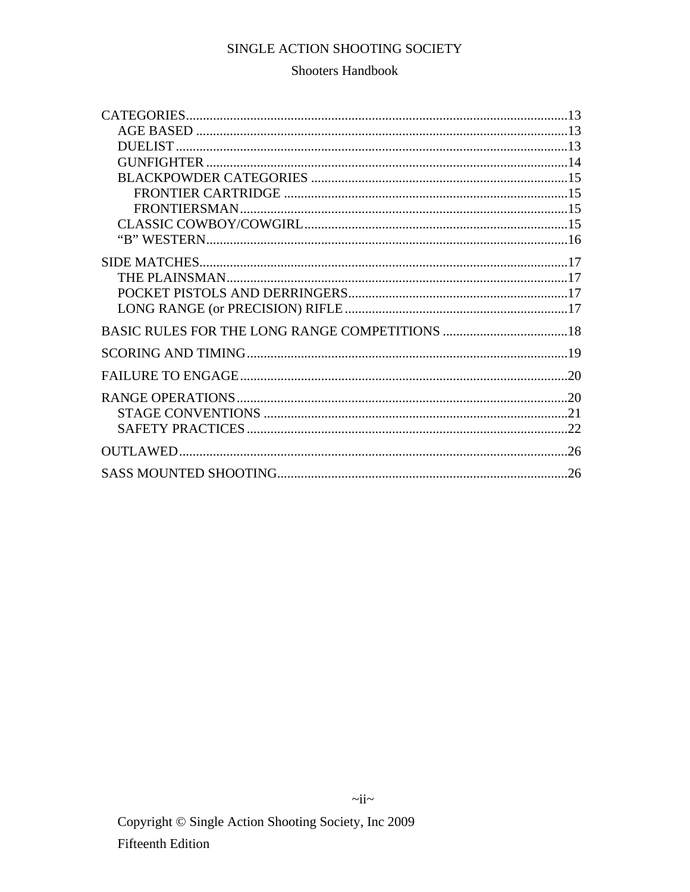CATEGORIES....................................................................................................13
  AGE BASED ..............................................................................................13
  DUELIST ...................................................................................................13
  GUNFIGHTER ...........................................................................................14
  BLACKPOWDER CATEGORIES ...........................................................................15
    FRONTIER CARTRIDGE ...................................................................................15
    FRONTIERSMAN.................................................................................................15
  CLASSIC COWBOY/COWGIRL.............................................................................15
  “B” WESTERN...........................................................................................16

SIDE MATCHES.............................................................................................17
  THE PLAINSMAN.......................................................................................17
  POCKET PISTOLS AND DERRINGERS................................................................17
  LONG RANGE (or PRECISION) RIFLE.................................................................17

BASIC RULES FOR THE LONG RANGE COMPETITIONS .....................................18

SCORING AND TIMING...............................................................................19

FAILURE TO ENGAGE.................................................................................20

RANGE OPERATIONS..................................................................................20
  STAGE CONVENTIONS .........................................................................21
  SAFETY PRACTICES ...............................................................................22

OUTLAWED..................................................................................................26

SASS MOUNTED SHOOTING.......................................................................26

Copyright © Single Action Shooting Society, Inc 2009

Fifteenth Edition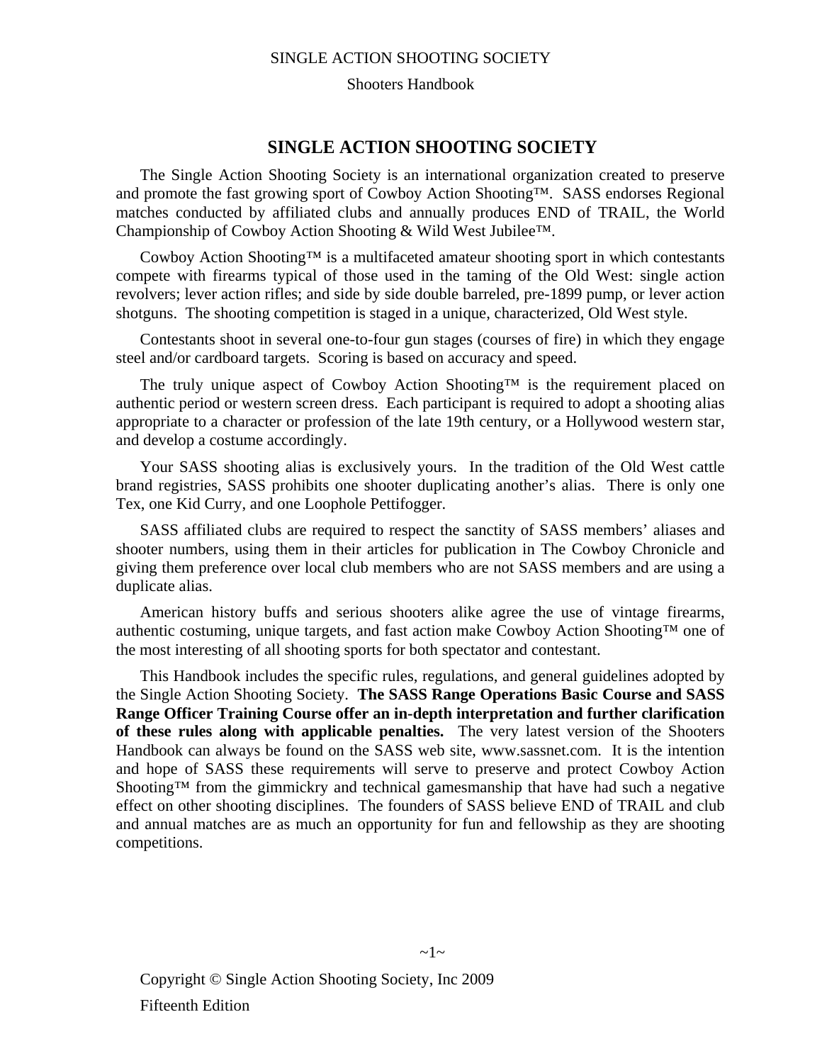# SINGLE ACTION SHOOTING SOCIETY

The Single Action Shooting Society is an international organization created to preserve and promote the fast growing sport of Cowboy Action Shooting™. SASS endorses Regional matches conducted by affiliated clubs and annually produces END of TRAIL, the World Championship of Cowboy Action Shooting & Wild West Jubilee™.

Cowboy Action Shooting™ is a multifaceted amateur shooting sport in which contestants compete with firearms typical of those used in the taming of the Old West: single action revolvers; lever action rifles; and side by side double barreled, pre-1899 pump, or lever action shotguns. The shooting competition is staged in a unique, characterized, Old West style.

Contestants shoot in several one-to-four gun stages (courses of fire) in which they engage steel and/or cardboard targets. Scoring is based on accuracy and speed.

The truly unique aspect of Cowboy Action Shooting™ is the requirement placed on authentic period or western screen dress. Each participant is required to adopt a shooting alias appropriate to a character or profession of the late 19th century, or a Hollywood western star, and develop a costume accordingly.

Your SASS shooting alias is exclusively yours. In the tradition of the Old West cattle brand registries, SASS prohibits one shooter duplicating another's alias. There is only one Tex, one Kid Curry, and one Loophole Pettifogger.

SASS affiliated clubs are required to respect the sanctity of SASS members' aliases and shooter numbers, using them in their articles for publication in The Cowboy Chronicle and giving them preference over local club members who are not SASS members and are using a duplicate alias.

American history buffs and serious shooters alike agree the use of vintage firearms, authentic costuming, unique targets, and fast action make Cowboy Action Shooting™ one of the most interesting of all shooting sports for both spectator and contestant.

This Handbook includes the specific rules, regulations, and general guidelines adopted by the Single Action Shooting Society. **The SASS Range Operations Basic Course and SASS Range Officer Training Course offer an in-depth interpretation and further clarification of these rules along with applicable penalties.** The very latest version of the Shooters Handbook can always be found on the SASS web site, www.sassnet.com. It is the intention and hope of SASS these requirements will serve to preserve and protect Cowboy Action Shooting™ from the gimmickry and technical gamesmanship that have had such a negative effect on other shooting disciplines. The founders of SASS believe END of TRAIL and club and annual matches are as much an opportunity for fun and fellowship as they are shooting competitions.

Copyright © Single Action Shooting Society, Inc 2009

Fifteenth Edition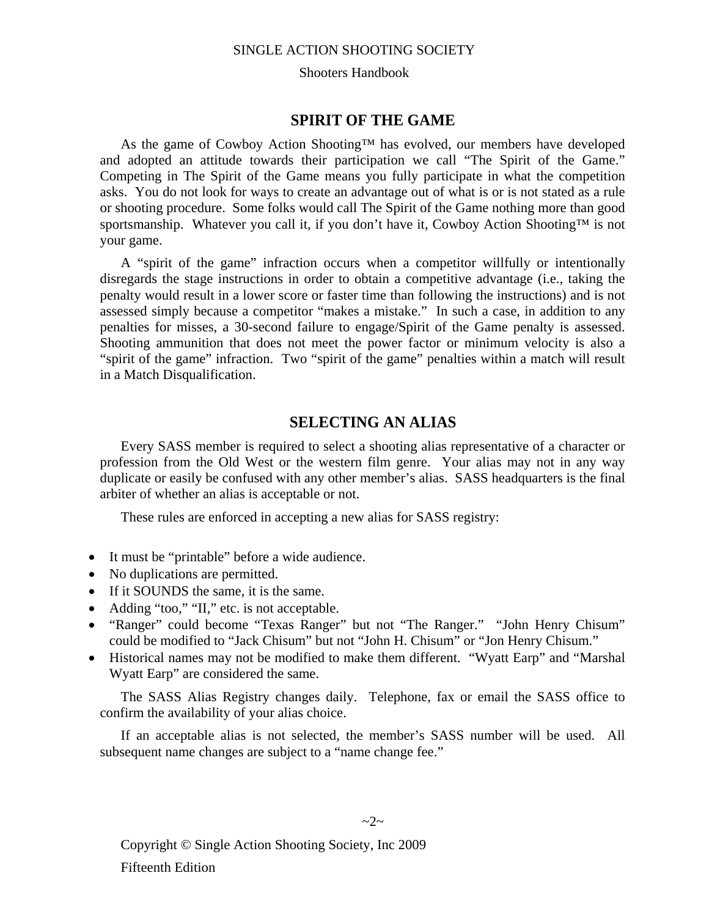## SPIRIT OF THE GAME

As the game of Cowboy Action Shooting™ has evolved, our members have developed and adopted an attitude towards their participation we call "The Spirit of the Game." Competing in The Spirit of the Game means you fully participate in what the competition asks. You do not look for ways to create an advantage out of what is or is not stated as a rule or shooting procedure. Some folks would call The Spirit of the Game nothing more than good sportsmanship. Whatever you call it, if you don't have it, Cowboy Action Shooting™ is not your game.

A "spirit of the game" infraction occurs when a competitor willfully or intentionally disregards the stage instructions in order to obtain a competitive advantage (i.e., taking the penalty would result in a lower score or faster time than following the instructions) and is not assessed simply because a competitor "makes a mistake." In such a case, in addition to any penalties for misses, a 30-second failure to engage/Spirit of the Game penalty is assessed. Shooting ammunition that does not meet the power factor or minimum velocity is also a "spirit of the game" infraction. Two "spirit of the game" penalties within a match will result in a Match Disqualification.

## SELECTING AN ALIAS

Every SASS member is required to select a shooting alias representative of a character or profession from the Old West or the western film genre. Your alias may not in any way duplicate or easily be confused with any other member's alias. SASS headquarters is the final arbiter of whether an alias is acceptable or not.

These rules are enforced in accepting a new alias for SASS registry:

- It must be "printable" before a wide audience.
- No duplications are permitted.
- If it SOUNDS the same, it is the same.
- Adding "too," "II," etc. is not acceptable.
- "Ranger" could become "Texas Ranger" but not "The Ranger." "John Henry Chisum" could be modified to "Jack Chisum" but not "John H. Chisum" or "Jon Henry Chisum."
- Historical names may not be modified to make them different. "Wyatt Earp" and "Marshal Wyatt Earp" are considered the same.

The SASS Alias Registry changes daily. Telephone, fax or email the SASS office to confirm the availability of your alias choice.

If an acceptable alias is not selected, the member's SASS number will be used. All subsequent name changes are subject to a "name change fee."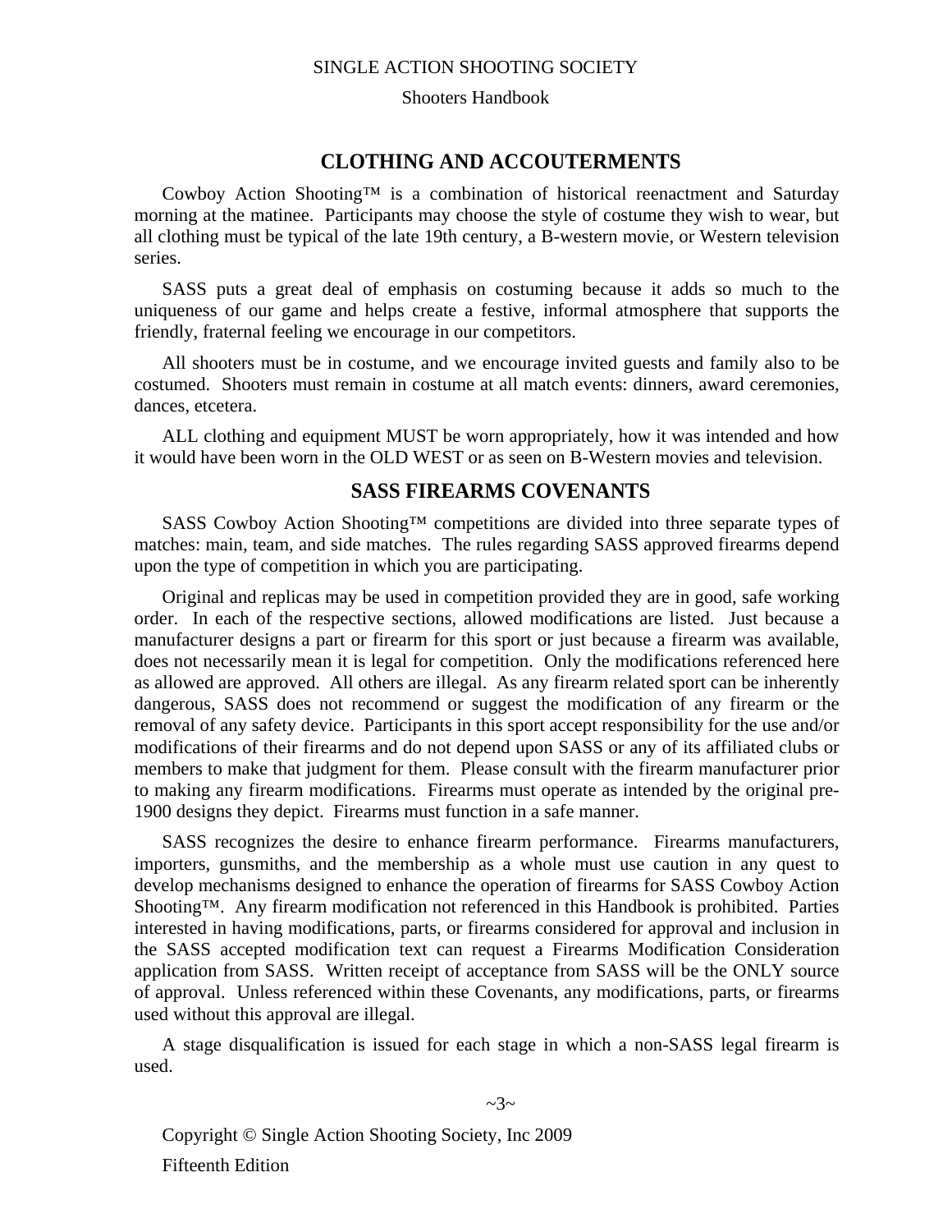## CLOTHING AND ACCOUTERMENTS

Cowboy Action Shooting™ is a combination of historical reenactment and Saturday morning at the matinee. Participants may choose the style of costume they wish to wear, but all clothing must be typical of the late 19th century, a B-western movie, or Western television series.

SASS puts a great deal of emphasis on costuming because it adds so much to the uniqueness of our game and helps create a festive, informal atmosphere that supports the friendly, fraternal feeling we encourage in our competitors.

All shooters must be in costume, and we encourage invited guests and family also to be costumed. Shooters must remain in costume at all match events: dinners, award ceremonies, dances, etcetera.

ALL clothing and equipment MUST be worn appropriately, how it was intended and how it would have been worn in the OLD WEST or as seen on B-Western movies and television.

## SASS FIREARMS COVENANTS

SASS Cowboy Action Shooting™ competitions are divided into three separate types of matches: main, team, and side matches. The rules regarding SASS approved firearms depend upon the type of competition in which you are participating.

Original and replicas may be used in competition provided they are in good, safe working order. In each of the respective sections, allowed modifications are listed. Just because a manufacturer designs a part or firearm for this sport or just because a firearm was available, does not necessarily mean it is legal for competition. Only the modifications referenced here as allowed are approved. All others are illegal. As any firearm related sport can be inherently dangerous, SASS does not recommend or suggest the modification of any firearm or the removal of any safety device. Participants in this sport accept responsibility for the use and/or modifications of their firearms and do not depend upon SASS or any of its affiliated clubs or members to make that judgment for them. Please consult with the firearm manufacturer prior to making any firearm modifications. Firearms must operate as intended by the original pre-1900 designs they depict. Firearms must function in a safe manner.

SASS recognizes the desire to enhance firearm performance. Firearms manufacturers, importers, gunsmiths, and the membership as a whole must use caution in any quest to develop mechanisms designed to enhance the operation of firearms for SASS Cowboy Action Shooting™. Any firearm modification not referenced in this Handbook is prohibited. Parties interested in having modifications, parts, or firearms considered for approval and inclusion in the SASS accepted modification text can request a Firearms Modification Consideration application from SASS. Written receipt of acceptance from SASS will be the ONLY source of approval. Unless referenced within these Covenants, any modifications, parts, or firearms used without this approval are illegal.

A stage disqualification is issued for each stage in which a non-SASS legal firearm is used.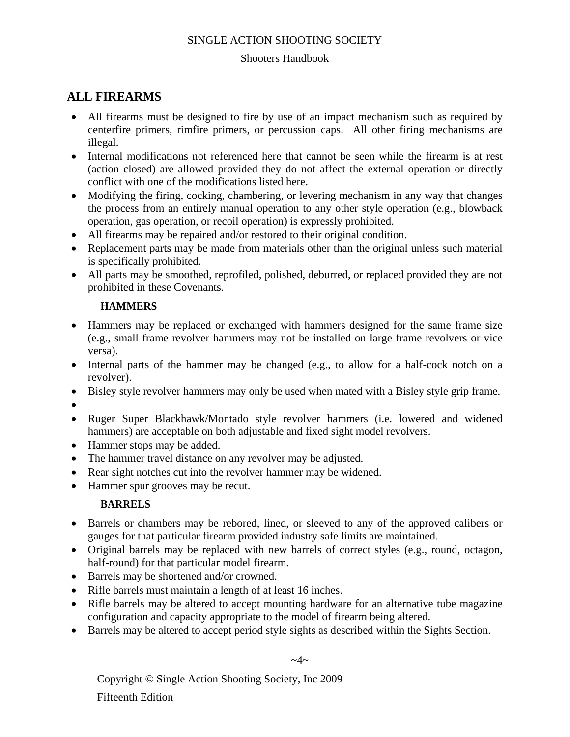## ALL FIREARMS

- All firearms must be designed to fire by use of an impact mechanism such as required by centerfire primers, rimfire primers, or percussion caps. All other firing mechanisms are illegal.
- Internal modifications not referenced here that cannot be seen while the firearm is at rest (action closed) are allowed provided they do not affect the external operation or directly conflict with one of the modifications listed here.
- Modifying the firing, cocking, chambering, or levering mechanism in any way that changes the process from an entirely manual operation to any other style operation (e.g., blowback operation, gas operation, or recoil operation) is expressly prohibited.
- All firearms may be repaired and/or restored to their original condition.
- Replacement parts may be made from materials other than the original unless such material is specifically prohibited.
- All parts may be smoothed, reprofiled, polished, deburred, or replaced provided they are not prohibited in these Covenants.

### HAMMERS

- Hammers may be replaced or exchanged with hammers designed for the same frame size (e.g., small frame revolver hammers may not be installed on large frame revolvers or vice versa).
- Internal parts of the hammer may be changed (e.g., to allow for a half-cock notch on a revolver).
- Bisley style revolver hammers may only be used when mated with a Bisley style grip frame.
- 
- Ruger Super Blackhawk/Montado style revolver hammers (i.e. lowered and widened hammers) are acceptable on both adjustable and fixed sight model revolvers.
- Hammer stops may be added.
- The hammer travel distance on any revolver may be adjusted.
- Rear sight notches cut into the revolver hammer may be widened.
- Hammer spur grooves may be recut.

### BARRELS

- Barrels or chambers may be rebored, lined, or sleeved to any of the approved calibers or gauges for that particular firearm provided industry safe limits are maintained.
- Original barrels may be replaced with new barrels of correct styles (e.g., round, octagon, half-round) for that particular model firearm.
- Barrels may be shortened and/or crowned.
- Rifle barrels must maintain a length of at least 16 inches.
- Rifle barrels may be altered to accept mounting hardware for an alternative tube magazine configuration and capacity appropriate to the model of firearm being altered.
- Barrels may be altered to accept period style sights as described within the Sights Section.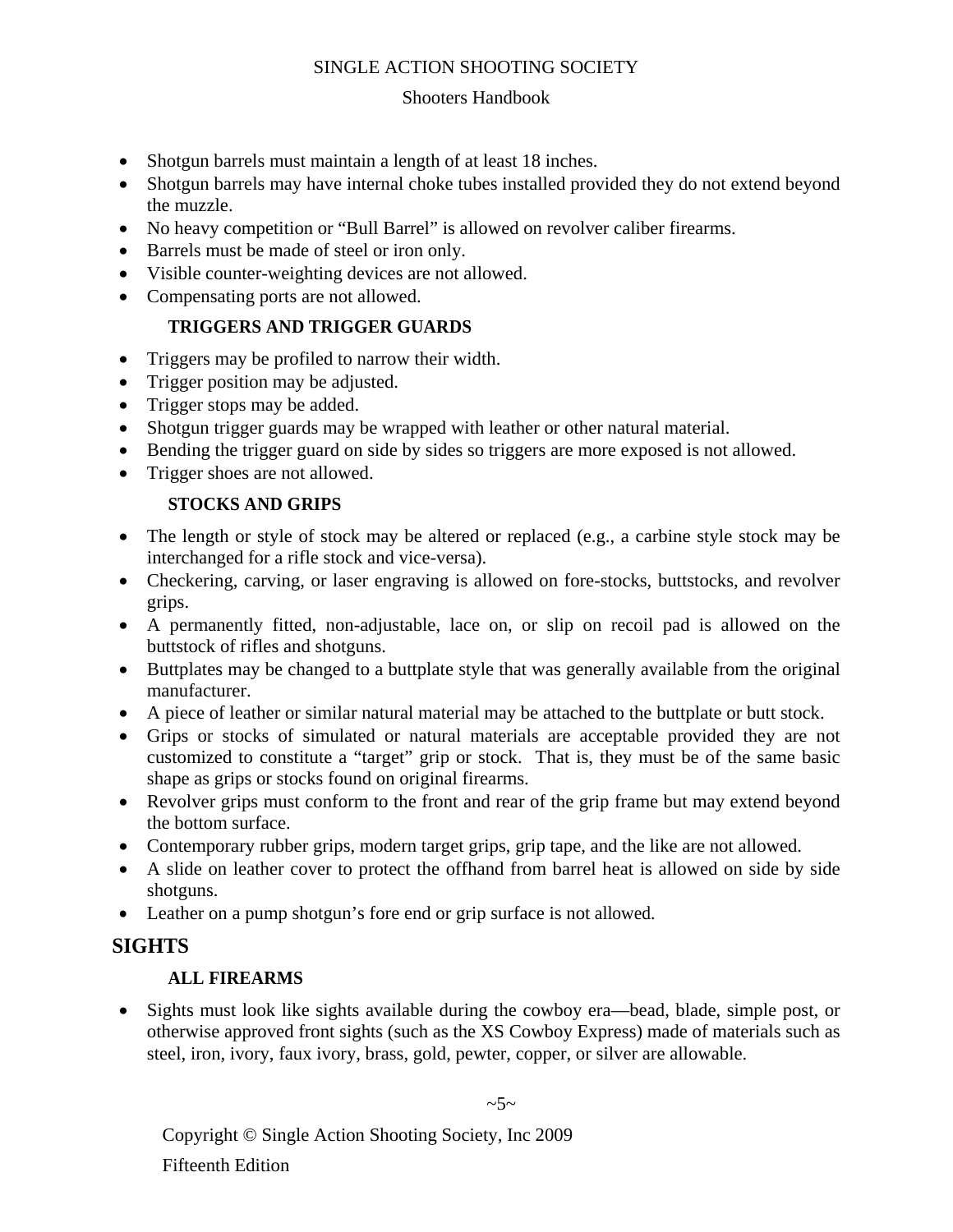- Shotgun barrels must maintain a length of at least 18 inches.
- Shotgun barrels may have internal choke tubes installed provided they do not extend beyond the muzzle.
- No heavy competition or "Bull Barrel" is allowed on revolver caliber firearms.
- Barrels must be made of steel or iron only.
- Visible counter-weighting devices are not allowed.
- Compensating ports are not allowed.

### TRIGGERS AND TRIGGER GUARDS

- Triggers may be profiled to narrow their width.
- Trigger position may be adjusted.
- Trigger stops may be added.
- Shotgun trigger guards may be wrapped with leather or other natural material.
- Bending the trigger guard on side by sides so triggers are more exposed is not allowed.
- Trigger shoes are not allowed.

### STOCKS AND GRIPS

- The length or style of stock may be altered or replaced (e.g., a carbine style stock may be interchanged for a rifle stock and vice-versa).
- Checkering, carving, or laser engraving is allowed on fore-stocks, buttstocks, and revolver grips.
- A permanently fitted, non-adjustable, lace on, or slip on recoil pad is allowed on the buttstock of rifles and shotguns.
- Buttplates may be changed to a buttplate style that was generally available from the original manufacturer.
- A piece of leather or similar natural material may be attached to the buttplate or butt stock.
- Grips or stocks of simulated or natural materials are acceptable provided they are not customized to constitute a "target" grip or stock. That is, they must be of the same basic shape as grips or stocks found on original firearms.
- Revolver grips must conform to the front and rear of the grip frame but may extend beyond the bottom surface.
- Contemporary rubber grips, modern target grips, grip tape, and the like are not allowed.
- A slide on leather cover to protect the offhand from barrel heat is allowed on side by side shotguns.
- Leather on a pump shotgun's fore end or grip surface is not allowed.

## SIGHTS

### ALL FIREARMS

- Sights must look like sights available during the cowboy era—bead, blade, simple post, or otherwise approved front sights (such as the XS Cowboy Express) made of materials such as steel, iron, ivory, faux ivory, brass, gold, pewter, copper, or silver are allowable.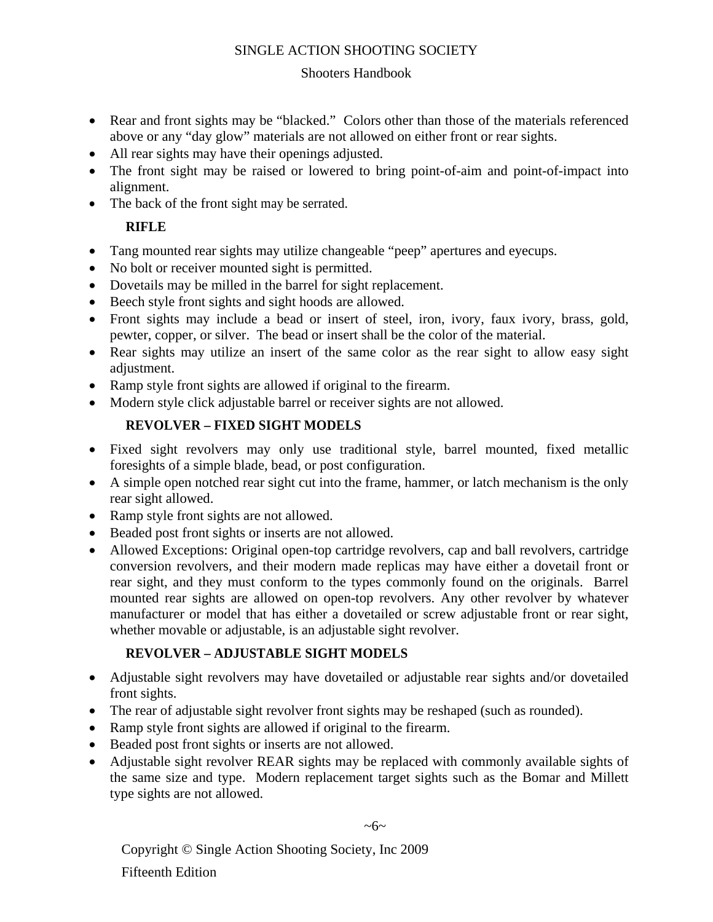- Rear and front sights may be "blacked." Colors other than those of the materials referenced above or any "day glow" materials are not allowed on either front or rear sights.
- All rear sights may have their openings adjusted.
- The front sight may be raised or lowered to bring point-of-aim and point-of-impact into alignment.
- The back of the front sight may be serrated.

**RIFLE**

- Tang mounted rear sights may utilize changeable "peep" apertures and eyecups.
- No bolt or receiver mounted sight is permitted.
- Dovetails may be milled in the barrel for sight replacement.
- Beech style front sights and sight hoods are allowed.
- Front sights may include a bead or insert of steel, iron, ivory, faux ivory, brass, gold, pewter, copper, or silver. The bead or insert shall be the color of the material.
- Rear sights may utilize an insert of the same color as the rear sight to allow easy sight adjustment.
- Ramp style front sights are allowed if original to the firearm.
- Modern style click adjustable barrel or receiver sights are not allowed.

**REVOLVER – FIXED SIGHT MODELS**

- Fixed sight revolvers may only use traditional style, barrel mounted, fixed metallic foresights of a simple blade, bead, or post configuration.
- A simple open notched rear sight cut into the frame, hammer, or latch mechanism is the only rear sight allowed.
- Ramp style front sights are not allowed.
- Beaded post front sights or inserts are not allowed.
- Allowed Exceptions: Original open-top cartridge revolvers, cap and ball revolvers, cartridge conversion revolvers, and their modern made replicas may have either a dovetail front or rear sight, and they must conform to the types commonly found on the originals. Barrel mounted rear sights are allowed on open-top revolvers. Any other revolver by whatever manufacturer or model that has either a dovetailed or screw adjustable front or rear sight, whether movable or adjustable, is an adjustable sight revolver.

**REVOLVER – ADJUSTABLE SIGHT MODELS**

- Adjustable sight revolvers may have dovetailed or adjustable rear sights and/or dovetailed front sights.
- The rear of adjustable sight revolver front sights may be reshaped (such as rounded).
- Ramp style front sights are allowed if original to the firearm.
- Beaded post front sights or inserts are not allowed.
- Adjustable sight revolver REAR sights may be replaced with commonly available sights of the same size and type. Modern replacement target sights such as the Bomar and Millett type sights are not allowed.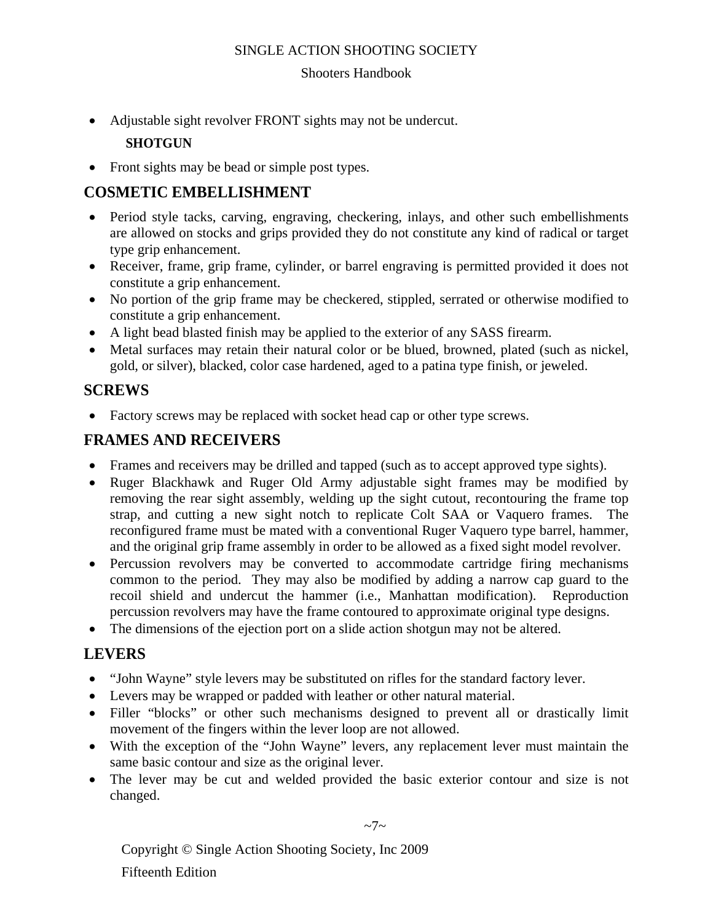- Adjustable sight revolver FRONT sights may not be undercut.

**SHOTGUN**

- Front sights may be bead or simple post types.

## COSMETIC EMBELLISHMENT

- Period style tacks, carving, engraving, checkering, inlays, and other such embellishments are allowed on stocks and grips provided they do not constitute any kind of radical or target type grip enhancement.
- Receiver, frame, grip frame, cylinder, or barrel engraving is permitted provided it does not constitute a grip enhancement.
- No portion of the grip frame may be checkered, stippled, serrated or otherwise modified to constitute a grip enhancement.
- A light bead blasted finish may be applied to the exterior of any SASS firearm.
- Metal surfaces may retain their natural color or be blued, browned, plated (such as nickel, gold, or silver), blacked, color case hardened, aged to a patina type finish, or jeweled.

## SCREWS

- Factory screws may be replaced with socket head cap or other type screws.

## FRAMES AND RECEIVERS

- Frames and receivers may be drilled and tapped (such as to accept approved type sights).
- Ruger Blackhawk and Ruger Old Army adjustable sight frames may be modified by removing the rear sight assembly, welding up the sight cutout, recontouring the frame top strap, and cutting a new sight notch to replicate Colt SAA or Vaquero frames. The reconfigured frame must be mated with a conventional Ruger Vaquero type barrel, hammer, and the original grip frame assembly in order to be allowed as a fixed sight model revolver.
- Percussion revolvers may be converted to accommodate cartridge firing mechanisms common to the period. They may also be modified by adding a narrow cap guard to the recoil shield and undercut the hammer (i.e., Manhattan modification). Reproduction percussion revolvers may have the frame contoured to approximate original type designs.
- The dimensions of the ejection port on a slide action shotgun may not be altered.

## LEVERS

- "John Wayne" style levers may be substituted on rifles for the standard factory lever.
- Levers may be wrapped or padded with leather or other natural material.
- Filler "blocks" or other such mechanisms designed to prevent all or drastically limit movement of the fingers within the lever loop are not allowed.
- With the exception of the "John Wayne" levers, any replacement lever must maintain the same basic contour and size as the original lever.
- The lever may be cut and welded provided the basic exterior contour and size is not changed.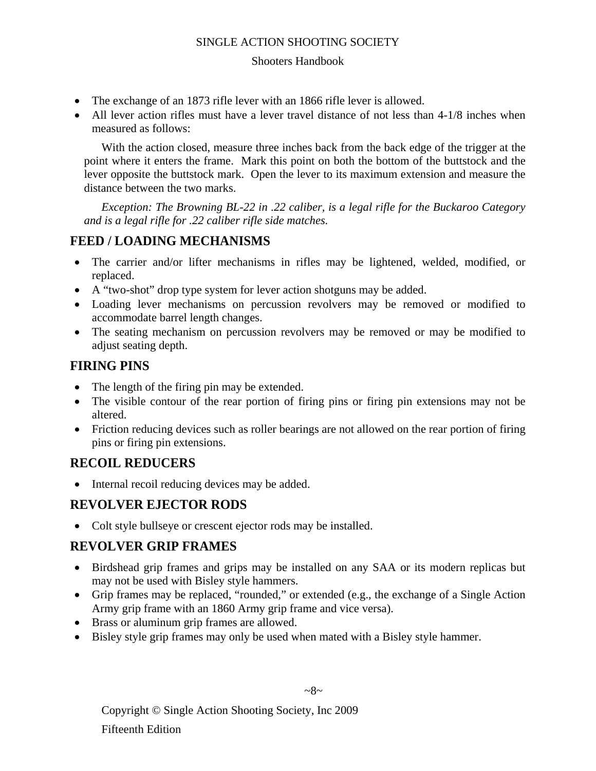- The exchange of an 1873 rifle lever with an 1866 rifle lever is allowed.
- All lever action rifles must have a lever travel distance of not less than 4-1/8 inches when measured as follows:

  With the action closed, measure three inches back from the back edge of the trigger at the point where it enters the frame. Mark this point on both the bottom of the buttstock and the lever opposite the buttstock mark. Open the lever to its maximum extension and measure the distance between the two marks.

  *Exception: The Browning BL-22 in .22 caliber, is a legal rifle for the Buckaroo Category and is a legal rifle for .22 caliber rifle side matches.*

## FEED / LOADING MECHANISMS

- The carrier and/or lifter mechanisms in rifles may be lightened, welded, modified, or replaced.
- A "two-shot" drop type system for lever action shotguns may be added.
- Loading lever mechanisms on percussion revolvers may be removed or modified to accommodate barrel length changes.
- The seating mechanism on percussion revolvers may be removed or may be modified to adjust seating depth.

## FIRING PINS

- The length of the firing pin may be extended.
- The visible contour of the rear portion of firing pins or firing pin extensions may not be altered.
- Friction reducing devices such as roller bearings are not allowed on the rear portion of firing pins or firing pin extensions.

## RECOIL REDUCERS

- Internal recoil reducing devices may be added.

## REVOLVER EJECTOR RODS

- Colt style bullseye or crescent ejector rods may be installed.

## REVOLVER GRIP FRAMES

- Birdshead grip frames and grips may be installed on any SAA or its modern replicas but may not be used with Bisley style hammers.
- Grip frames may be replaced, "rounded," or extended (e.g., the exchange of a Single Action Army grip frame with an 1860 Army grip frame and vice versa).
- Brass or aluminum grip frames are allowed.
- Bisley style grip frames may only be used when mated with a Bisley style hammer.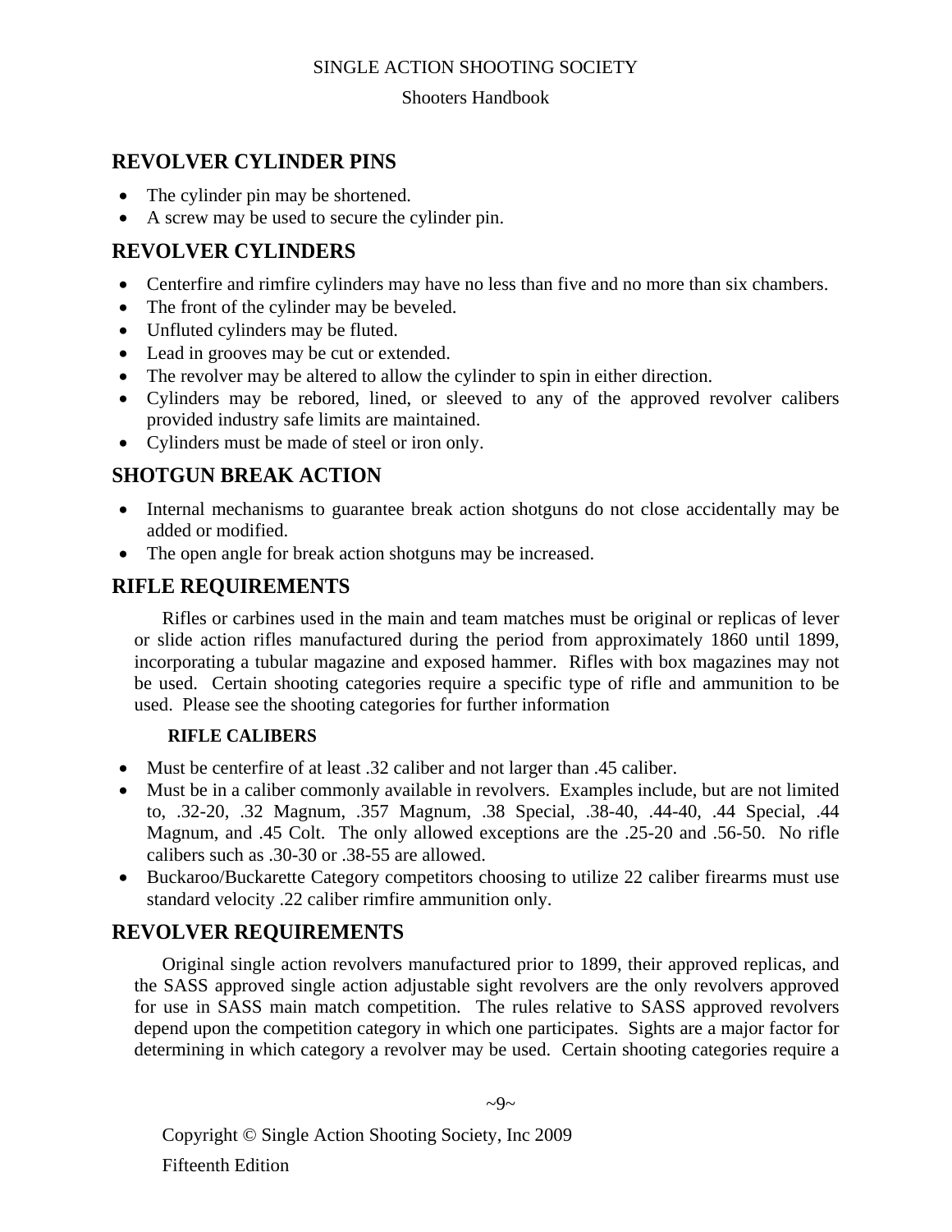## REVOLVER CYLINDER PINS

- The cylinder pin may be shortened.
- A screw may be used to secure the cylinder pin.

## REVOLVER CYLINDERS

- Centerfire and rimfire cylinders may have no less than five and no more than six chambers.
- The front of the cylinder may be beveled.
- Unfluted cylinders may be fluted.
- Lead in grooves may be cut or extended.
- The revolver may be altered to allow the cylinder to spin in either direction.
- Cylinders may be rebored, lined, or sleeved to any of the approved revolver calibers provided industry safe limits are maintained.
- Cylinders must be made of steel or iron only.

## SHOTGUN BREAK ACTION

- Internal mechanisms to guarantee break action shotguns do not close accidentally may be added or modified.
- The open angle for break action shotguns may be increased.

## RIFLE REQUIREMENTS

Rifles or carbines used in the main and team matches must be original or replicas of lever or slide action rifles manufactured during the period from approximately 1860 until 1899, incorporating a tubular magazine and exposed hammer. Rifles with box magazines may not be used. Certain shooting categories require a specific type of rifle and ammunition to be used. Please see the shooting categories for further information

### RIFLE CALIBERS

- Must be centerfire of at least .32 caliber and not larger than .45 caliber.
- Must be in a caliber commonly available in revolvers. Examples include, but are not limited to, .32-20, .32 Magnum, .357 Magnum, .38 Special, .38-40, .44-40, .44 Special, .44 Magnum, and .45 Colt. The only allowed exceptions are the .25-20 and .56-50. No rifle calibers such as .30-30 or .38-55 are allowed.
- Buckaroo/Buckarette Category competitors choosing to utilize 22 caliber firearms must use standard velocity .22 caliber rimfire ammunition only.

## REVOLVER REQUIREMENTS

Original single action revolvers manufactured prior to 1899, their approved replicas, and the SASS approved single action adjustable sight revolvers are the only revolvers approved for use in SASS main match competition. The rules relative to SASS approved revolvers depend upon the competition category in which one participates. Sights are a major factor for determining in which category a revolver may be used. Certain shooting categories require a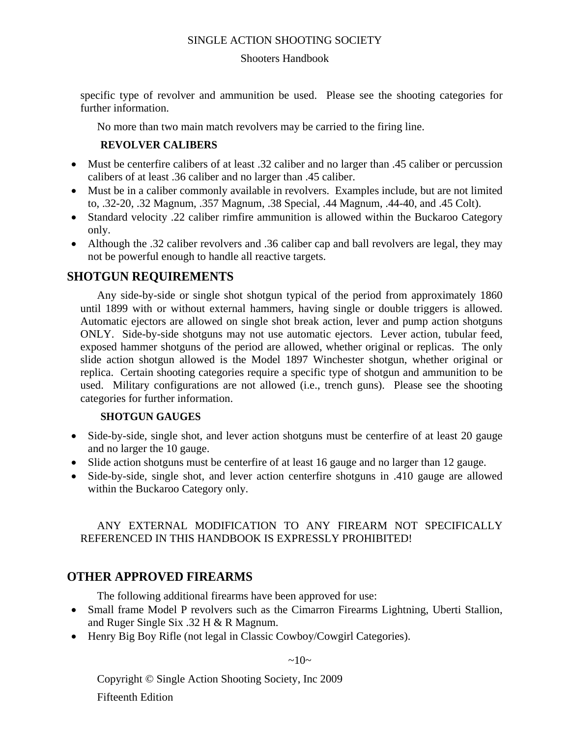specific type of revolver and ammunition be used. Please see the shooting categories for further information.

No more than two main match revolvers may be carried to the firing line.

### REVOLVER CALIBERS

- Must be centerfire calibers of at least .32 caliber and no larger than .45 caliber or percussion calibers of at least .36 caliber and no larger than .45 caliber.
- Must be in a caliber commonly available in revolvers. Examples include, but are not limited to, .32-20, .32 Magnum, .357 Magnum, .38 Special, .44 Magnum, .44-40, and .45 Colt).
- Standard velocity .22 caliber rimfire ammunition is allowed within the Buckaroo Category only.
- Although the .32 caliber revolvers and .36 caliber cap and ball revolvers are legal, they may not be powerful enough to handle all reactive targets.

## SHOTGUN REQUIREMENTS

Any side-by-side or single shot shotgun typical of the period from approximately 1860 until 1899 with or without external hammers, having single or double triggers is allowed. Automatic ejectors are allowed on single shot break action, lever and pump action shotguns ONLY. Side-by-side shotguns may not use automatic ejectors. Lever action, tubular feed, exposed hammer shotguns of the period are allowed, whether original or replicas. The only slide action shotgun allowed is the Model 1897 Winchester shotgun, whether original or replica. Certain shooting categories require a specific type of shotgun and ammunition to be used. Military configurations are not allowed (i.e., trench guns). Please see the shooting categories for further information.

### SHOTGUN GAUGES

- Side-by-side, single shot, and lever action shotguns must be centerfire of at least 20 gauge and no larger the 10 gauge.
- Slide action shotguns must be centerfire of at least 16 gauge and no larger than 12 gauge.
- Side-by-side, single shot, and lever action centerfire shotguns in .410 gauge are allowed within the Buckaroo Category only.

ANY EXTERNAL MODIFICATION TO ANY FIREARM NOT SPECIFICALLY REFERENCED IN THIS HANDBOOK IS EXPRESSLY PROHIBITED!

## OTHER APPROVED FIREARMS

The following additional firearms have been approved for use:

- Small frame Model P revolvers such as the Cimarron Firearms Lightning, Uberti Stallion, and Ruger Single Six .32 H & R Magnum.
- Henry Big Boy Rifle (not legal in Classic Cowboy/Cowgirl Categories).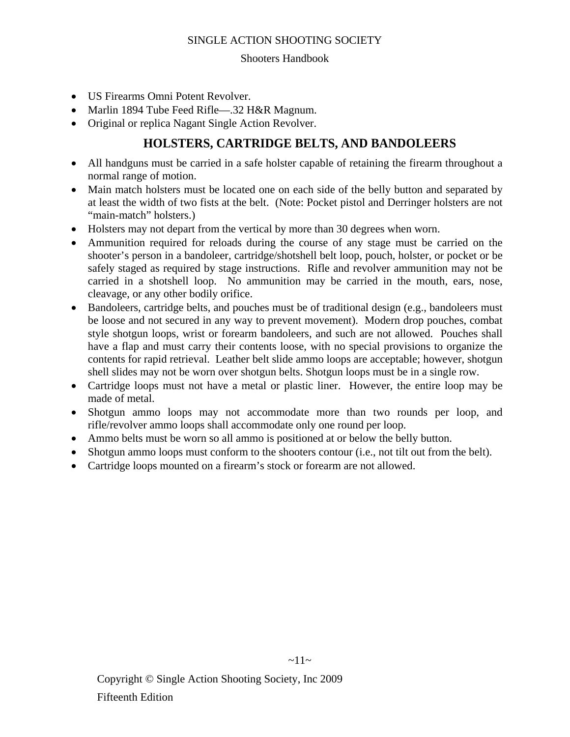- US Firearms Omni Potent Revolver.
- Marlin 1894 Tube Feed Rifle—.32 H&R Magnum.
- Original or replica Nagant Single Action Revolver.

## HOLSTERS, CARTRIDGE BELTS, AND BANDOLEERS

- All handguns must be carried in a safe holster capable of retaining the firearm throughout a normal range of motion.
- Main match holsters must be located one on each side of the belly button and separated by at least the width of two fists at the belt. (Note: Pocket pistol and Derringer holsters are not "main-match" holsters.)
- Holsters may not depart from the vertical by more than 30 degrees when worn.
- Ammunition required for reloads during the course of any stage must be carried on the shooter's person in a bandoleer, cartridge/shotshell belt loop, pouch, holster, or pocket or be safely staged as required by stage instructions. Rifle and revolver ammunition may not be carried in a shotshell loop. No ammunition may be carried in the mouth, ears, nose, cleavage, or any other bodily orifice.
- Bandoleers, cartridge belts, and pouches must be of traditional design (e.g., bandoleers must be loose and not secured in any way to prevent movement). Modern drop pouches, combat style shotgun loops, wrist or forearm bandoleers, and such are not allowed. Pouches shall have a flap and must carry their contents loose, with no special provisions to organize the contents for rapid retrieval. Leather belt slide ammo loops are acceptable; however, shotgun shell slides may not be worn over shotgun belts. Shotgun loops must be in a single row.
- Cartridge loops must not have a metal or plastic liner. However, the entire loop may be made of metal.
- Shotgun ammo loops may not accommodate more than two rounds per loop, and rifle/revolver ammo loops shall accommodate only one round per loop.
- Ammo belts must be worn so all ammo is positioned at or below the belly button.
- Shotgun ammo loops must conform to the shooters contour (i.e., not tilt out from the belt).
- Cartridge loops mounted on a firearm's stock or forearm are not allowed.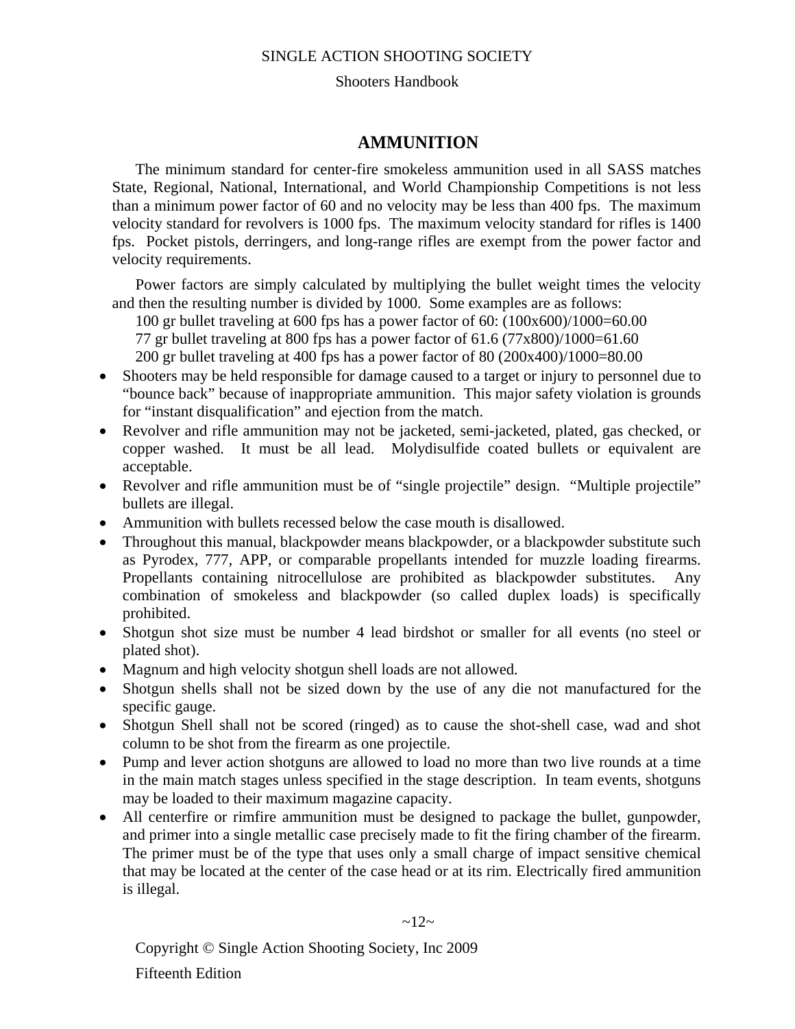## AMMUNITION

The minimum standard for center-fire smokeless ammunition used in all SASS matches State, Regional, National, International, and World Championship Competitions is not less than a minimum power factor of 60 and no velocity may be less than 400 fps. The maximum velocity standard for revolvers is 1000 fps. The maximum velocity standard for rifles is 1400 fps. Pocket pistols, derringers, and long-range rifles are exempt from the power factor and velocity requirements.

Power factors are simply calculated by multiplying the bullet weight times the velocity and then the resulting number is divided by 1000. Some examples are as follows:

100 gr bullet traveling at 600 fps has a power factor of 60: (100x600)/1000=60.00
77 gr bullet traveling at 800 fps has a power factor of 61.6 (77x800)/1000=61.60
200 gr bullet traveling at 400 fps has a power factor of 80 (200x400)/1000=80.00

- Shooters may be held responsible for damage caused to a target or injury to personnel due to "bounce back" because of inappropriate ammunition. This major safety violation is grounds for "instant disqualification" and ejection from the match.
- Revolver and rifle ammunition may not be jacketed, semi-jacketed, plated, gas checked, or copper washed. It must be all lead. Molydisulfide coated bullets or equivalent are acceptable.
- Revolver and rifle ammunition must be of "single projectile" design. "Multiple projectile" bullets are illegal.
- Ammunition with bullets recessed below the case mouth is disallowed.
- Throughout this manual, blackpowder means blackpowder, or a blackpowder substitute such as Pyrodex, 777, APP, or comparable propellants intended for muzzle loading firearms. Propellants containing nitrocellulose are prohibited as blackpowder substitutes. Any combination of smokeless and blackpowder (so called duplex loads) is specifically prohibited.
- Shotgun shot size must be number 4 lead birdshot or smaller for all events (no steel or plated shot).
- Magnum and high velocity shotgun shell loads are not allowed.
- Shotgun shells shall not be sized down by the use of any die not manufactured for the specific gauge.
- Shotgun Shell shall not be scored (ringed) as to cause the shot-shell case, wad and shot column to be shot from the firearm as one projectile.
- Pump and lever action shotguns are allowed to load no more than two live rounds at a time in the main match stages unless specified in the stage description. In team events, shotguns may be loaded to their maximum magazine capacity.
- All centerfire or rimfire ammunition must be designed to package the bullet, gunpowder, and primer into a single metallic case precisely made to fit the firing chamber of the firearm. The primer must be of the type that uses only a small charge of impact sensitive chemical that may be located at the center of the case head or at its rim. Electrically fired ammunition is illegal.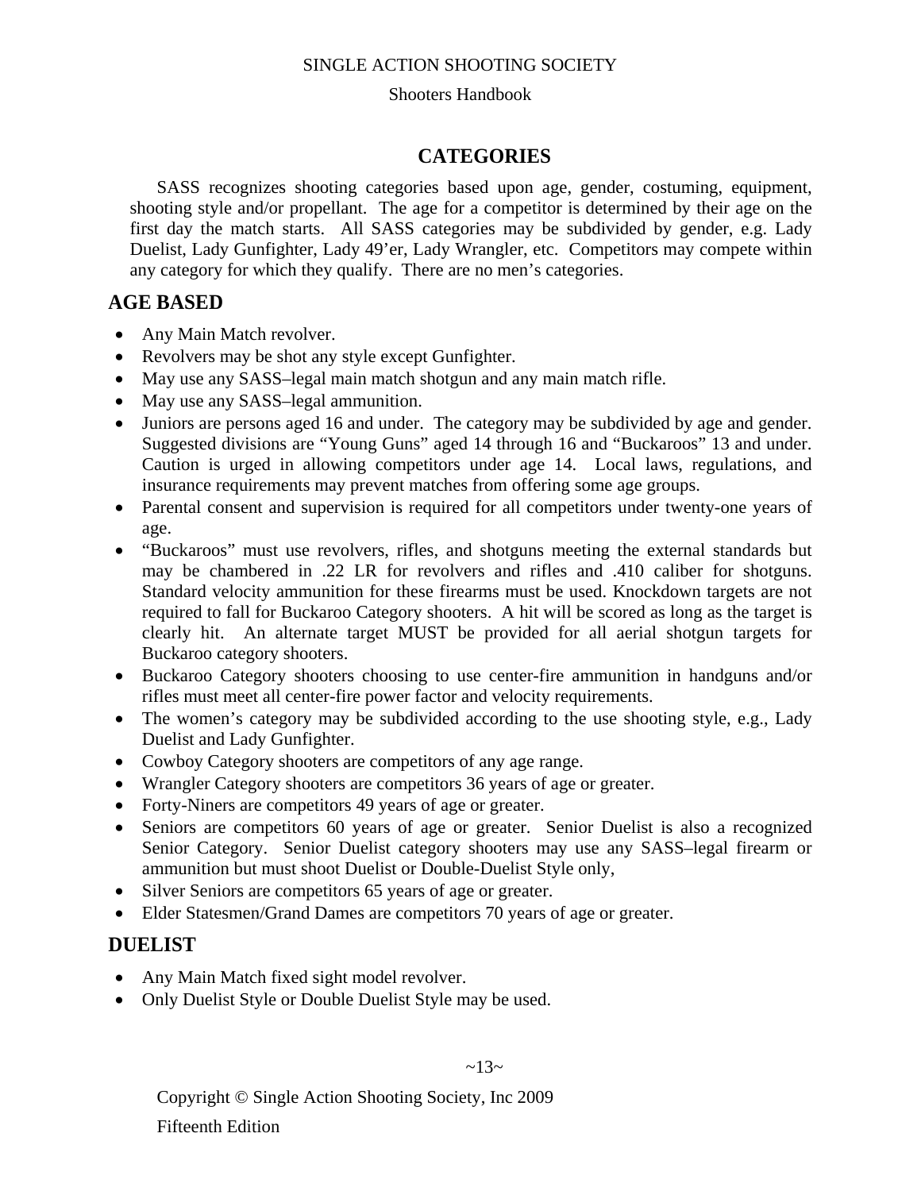# CATEGORIES

SASS recognizes shooting categories based upon age, gender, costuming, equipment, shooting style and/or propellant. The age for a competitor is determined by their age on the first day the match starts. All SASS categories may be subdivided by gender, e.g. Lady Duelist, Lady Gunfighter, Lady 49'er, Lady Wrangler, etc. Competitors may compete within any category for which they qualify. There are no men's categories.

## AGE BASED

- Any Main Match revolver.
- Revolvers may be shot any style except Gunfighter.
- May use any SASS–legal main match shotgun and any main match rifle.
- May use any SASS–legal ammunition.
- Juniors are persons aged 16 and under. The category may be subdivided by age and gender. Suggested divisions are "Young Guns" aged 14 through 16 and "Buckaroos" 13 and under. Caution is urged in allowing competitors under age 14. Local laws, regulations, and insurance requirements may prevent matches from offering some age groups.
- Parental consent and supervision is required for all competitors under twenty-one years of age.
- "Buckaroos" must use revolvers, rifles, and shotguns meeting the external standards but may be chambered in .22 LR for revolvers and rifles and .410 caliber for shotguns. Standard velocity ammunition for these firearms must be used. Knockdown targets are not required to fall for Buckaroo Category shooters. A hit will be scored as long as the target is clearly hit. An alternate target MUST be provided for all aerial shotgun targets for Buckaroo category shooters.
- Buckaroo Category shooters choosing to use center-fire ammunition in handguns and/or rifles must meet all center-fire power factor and velocity requirements.
- The women's category may be subdivided according to the use shooting style, e.g., Lady Duelist and Lady Gunfighter.
- Cowboy Category shooters are competitors of any age range.
- Wrangler Category shooters are competitors 36 years of age or greater.
- Forty-Niners are competitors 49 years of age or greater.
- Seniors are competitors 60 years of age or greater. Senior Duelist is also a recognized Senior Category. Senior Duelist category shooters may use any SASS–legal firearm or ammunition but must shoot Duelist or Double-Duelist Style only,
- Silver Seniors are competitors 65 years of age or greater.
- Elder Statesmen/Grand Dames are competitors 70 years of age or greater.

## DUELIST

- Any Main Match fixed sight model revolver.
- Only Duelist Style or Double Duelist Style may be used.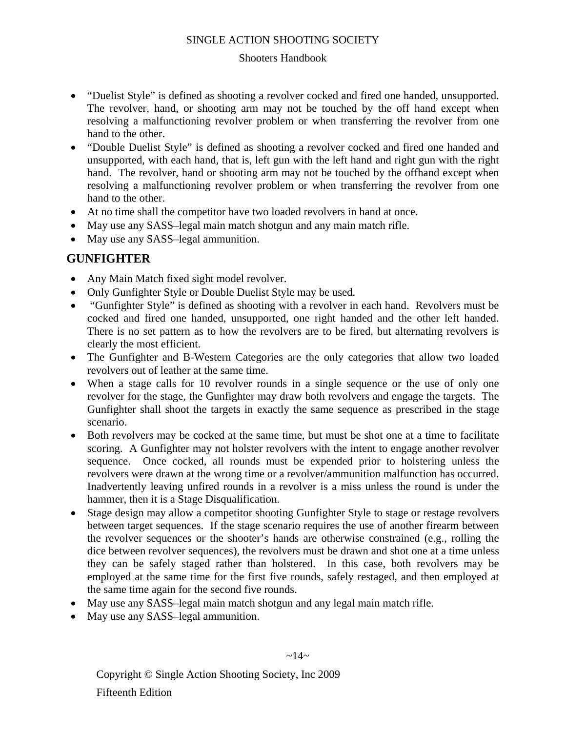- "Duelist Style" is defined as shooting a revolver cocked and fired one handed, unsupported. The revolver, hand, or shooting arm may not be touched by the off hand except when resolving a malfunctioning revolver problem or when transferring the revolver from one hand to the other.
- "Double Duelist Style" is defined as shooting a revolver cocked and fired one handed and unsupported, with each hand, that is, left gun with the left hand and right gun with the right hand. The revolver, hand or shooting arm may not be touched by the offhand except when resolving a malfunctioning revolver problem or when transferring the revolver from one hand to the other.
- At no time shall the competitor have two loaded revolvers in hand at once.
- May use any SASS–legal main match shotgun and any main match rifle.
- May use any SASS–legal ammunition.

## GUNFIGHTER

- Any Main Match fixed sight model revolver.
- Only Gunfighter Style or Double Duelist Style may be used.
- "Gunfighter Style" is defined as shooting with a revolver in each hand. Revolvers must be cocked and fired one handed, unsupported, one right handed and the other left handed. There is no set pattern as to how the revolvers are to be fired, but alternating revolvers is clearly the most efficient.
- The Gunfighter and B-Western Categories are the only categories that allow two loaded revolvers out of leather at the same time.
- When a stage calls for 10 revolver rounds in a single sequence or the use of only one revolver for the stage, the Gunfighter may draw both revolvers and engage the targets. The Gunfighter shall shoot the targets in exactly the same sequence as prescribed in the stage scenario.
- Both revolvers may be cocked at the same time, but must be shot one at a time to facilitate scoring. A Gunfighter may not holster revolvers with the intent to engage another revolver sequence. Once cocked, all rounds must be expended prior to holstering unless the revolvers were drawn at the wrong time or a revolver/ammunition malfunction has occurred. Inadvertently leaving unfired rounds in a revolver is a miss unless the round is under the hammer, then it is a Stage Disqualification.
- Stage design may allow a competitor shooting Gunfighter Style to stage or restage revolvers between target sequences. If the stage scenario requires the use of another firearm between the revolver sequences or the shooter's hands are otherwise constrained (e.g., rolling the dice between revolver sequences), the revolvers must be drawn and shot one at a time unless they can be safely staged rather than holstered. In this case, both revolvers may be employed at the same time for the first five rounds, safely restaged, and then employed at the same time again for the second five rounds.
- May use any SASS–legal main match shotgun and any legal main match rifle.
- May use any SASS–legal ammunition.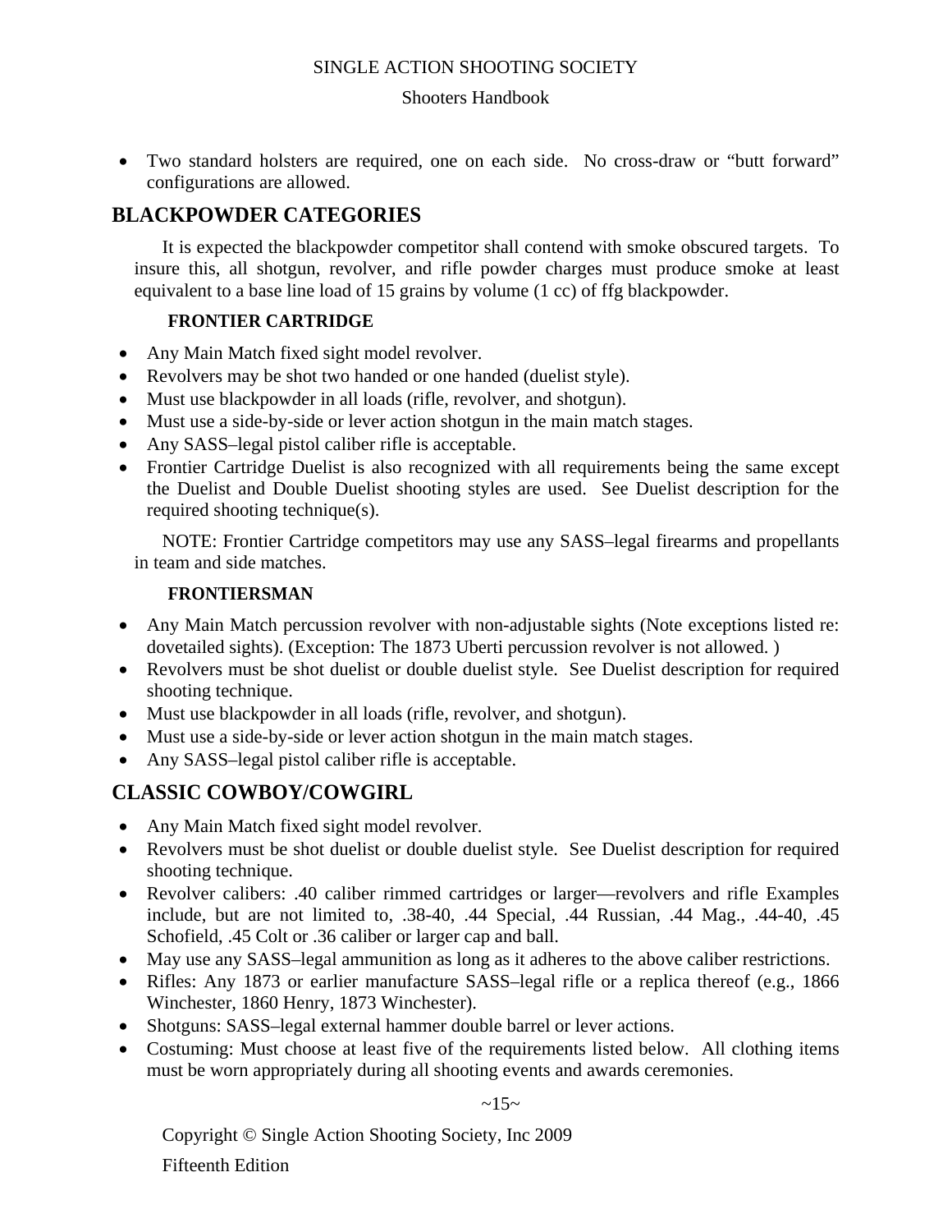- Two standard holsters are required, one on each side. No cross-draw or "butt forward" configurations are allowed.

## BLACKPOWDER CATEGORIES

It is expected the blackpowder competitor shall contend with smoke obscured targets. To insure this, all shotgun, revolver, and rifle powder charges must produce smoke at least equivalent to a base line load of 15 grains by volume (1 cc) of ffg blackpowder.

### FRONTIER CARTRIDGE

- Any Main Match fixed sight model revolver.
- Revolvers may be shot two handed or one handed (duelist style).
- Must use blackpowder in all loads (rifle, revolver, and shotgun).
- Must use a side-by-side or lever action shotgun in the main match stages.
- Any SASS–legal pistol caliber rifle is acceptable.
- Frontier Cartridge Duelist is also recognized with all requirements being the same except the Duelist and Double Duelist shooting styles are used. See Duelist description for the required shooting technique(s).

NOTE: Frontier Cartridge competitors may use any SASS–legal firearms and propellants in team and side matches.

### FRONTIERSMAN

- Any Main Match percussion revolver with non-adjustable sights (Note exceptions listed re: dovetailed sights). (Exception: The 1873 Uberti percussion revolver is not allowed. )
- Revolvers must be shot duelist or double duelist style. See Duelist description for required shooting technique.
- Must use blackpowder in all loads (rifle, revolver, and shotgun).
- Must use a side-by-side or lever action shotgun in the main match stages.
- Any SASS–legal pistol caliber rifle is acceptable.

## CLASSIC COWBOY/COWGIRL

- Any Main Match fixed sight model revolver.
- Revolvers must be shot duelist or double duelist style. See Duelist description for required shooting technique.
- Revolver calibers: .40 caliber rimmed cartridges or larger—revolvers and rifle Examples include, but are not limited to, .38-40, .44 Special, .44 Russian, .44 Mag., .44-40, .45 Schofield, .45 Colt or .36 caliber or larger cap and ball.
- May use any SASS–legal ammunition as long as it adheres to the above caliber restrictions.
- Rifles: Any 1873 or earlier manufacture SASS–legal rifle or a replica thereof (e.g., 1866 Winchester, 1860 Henry, 1873 Winchester).
- Shotguns: SASS–legal external hammer double barrel or lever actions.
- Costuming: Must choose at least five of the requirements listed below. All clothing items must be worn appropriately during all shooting events and awards ceremonies.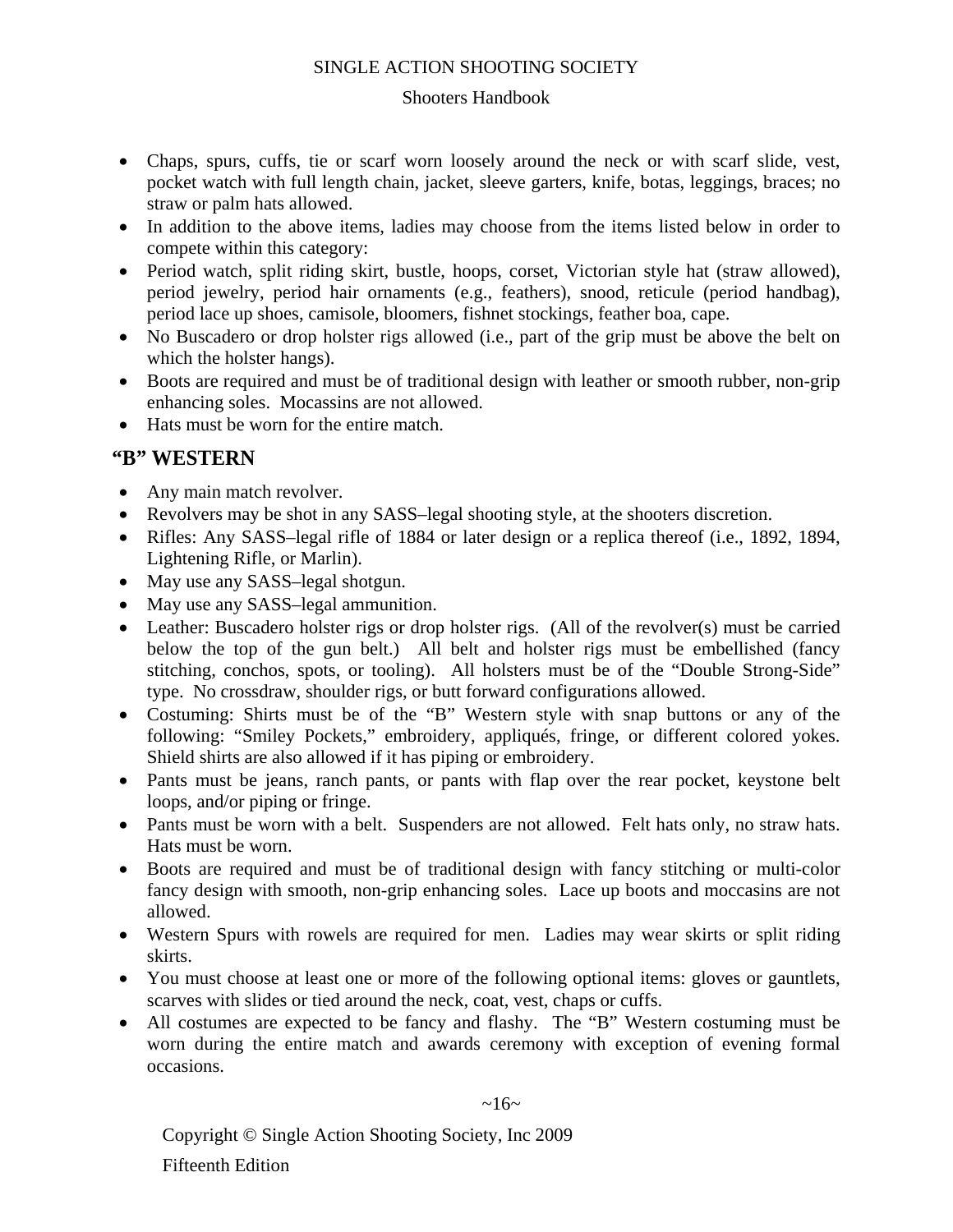- Chaps, spurs, cuffs, tie or scarf worn loosely around the neck or with scarf slide, vest, pocket watch with full length chain, jacket, sleeve garters, knife, botas, leggings, braces; no straw or palm hats allowed.
- In addition to the above items, ladies may choose from the items listed below in order to compete within this category:
- Period watch, split riding skirt, bustle, hoops, corset, Victorian style hat (straw allowed), period jewelry, period hair ornaments (e.g., feathers), snood, reticule (period handbag), period lace up shoes, camisole, bloomers, fishnet stockings, feather boa, cape.
- No Buscadero or drop holster rigs allowed (i.e., part of the grip must be above the belt on which the holster hangs).
- Boots are required and must be of traditional design with leather or smooth rubber, non-grip enhancing soles. Mocassins are not allowed.
- Hats must be worn for the entire match.

## "B" WESTERN

- Any main match revolver.
- Revolvers may be shot in any SASS–legal shooting style, at the shooters discretion.
- Rifles: Any SASS–legal rifle of 1884 or later design or a replica thereof (i.e., 1892, 1894, Lightening Rifle, or Marlin).
- May use any SASS–legal shotgun.
- May use any SASS–legal ammunition.
- Leather: Buscadero holster rigs or drop holster rigs. (All of the revolver(s) must be carried below the top of the gun belt.) All belt and holster rigs must be embellished (fancy stitching, conchos, spots, or tooling). All holsters must be of the "Double Strong-Side" type. No crossdraw, shoulder rigs, or butt forward configurations allowed.
- Costuming: Shirts must be of the "B" Western style with snap buttons or any of the following: "Smiley Pockets," embroidery, appliqués, fringe, or different colored yokes. Shield shirts are also allowed if it has piping or embroidery.
- Pants must be jeans, ranch pants, or pants with flap over the rear pocket, keystone belt loops, and/or piping or fringe.
- Pants must be worn with a belt. Suspenders are not allowed. Felt hats only, no straw hats. Hats must be worn.
- Boots are required and must be of traditional design with fancy stitching or multi-color fancy design with smooth, non-grip enhancing soles. Lace up boots and moccasins are not allowed.
- Western Spurs with rowels are required for men. Ladies may wear skirts or split riding skirts.
- You must choose at least one or more of the following optional items: gloves or gauntlets, scarves with slides or tied around the neck, coat, vest, chaps or cuffs.
- All costumes are expected to be fancy and flashy. The "B" Western costuming must be worn during the entire match and awards ceremony with exception of evening formal occasions.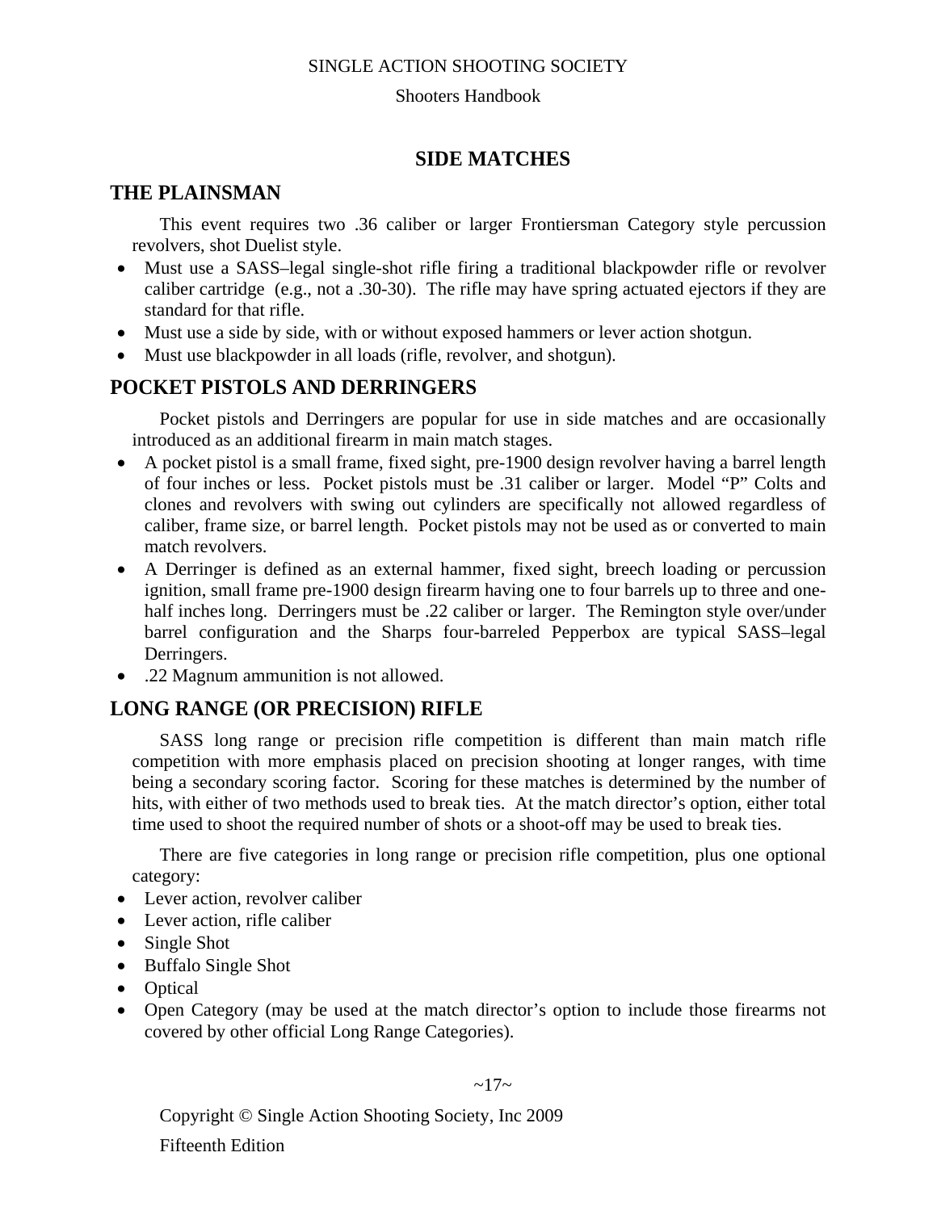# SIDE MATCHES

## THE PLAINSMAN

This event requires two .36 caliber or larger Frontiersman Category style percussion revolvers, shot Duelist style.

- Must use a SASS–legal single-shot rifle firing a traditional blackpowder rifle or revolver caliber cartridge (e.g., not a .30-30). The rifle may have spring actuated ejectors if they are standard for that rifle.
- Must use a side by side, with or without exposed hammers or lever action shotgun.
- Must use blackpowder in all loads (rifle, revolver, and shotgun).

## POCKET PISTOLS AND DERRINGERS

Pocket pistols and Derringers are popular for use in side matches and are occasionally introduced as an additional firearm in main match stages.

- A pocket pistol is a small frame, fixed sight, pre-1900 design revolver having a barrel length of four inches or less. Pocket pistols must be .31 caliber or larger. Model "P" Colts and clones and revolvers with swing out cylinders are specifically not allowed regardless of caliber, frame size, or barrel length. Pocket pistols may not be used as or converted to main match revolvers.
- A Derringer is defined as an external hammer, fixed sight, breech loading or percussion ignition, small frame pre-1900 design firearm having one to four barrels up to three and one-half inches long. Derringers must be .22 caliber or larger. The Remington style over/under barrel configuration and the Sharps four-barreled Pepperbox are typical SASS–legal Derringers.
- .22 Magnum ammunition is not allowed.

## LONG RANGE (OR PRECISION) RIFLE

SASS long range or precision rifle competition is different than main match rifle competition with more emphasis placed on precision shooting at longer ranges, with time being a secondary scoring factor. Scoring for these matches is determined by the number of hits, with either of two methods used to break ties. At the match director's option, either total time used to shoot the required number of shots or a shoot-off may be used to break ties.

There are five categories in long range or precision rifle competition, plus one optional category:

- Lever action, revolver caliber
- Lever action, rifle caliber
- Single Shot
- Buffalo Single Shot
- Optical
- Open Category (may be used at the match director's option to include those firearms not covered by other official Long Range Categories).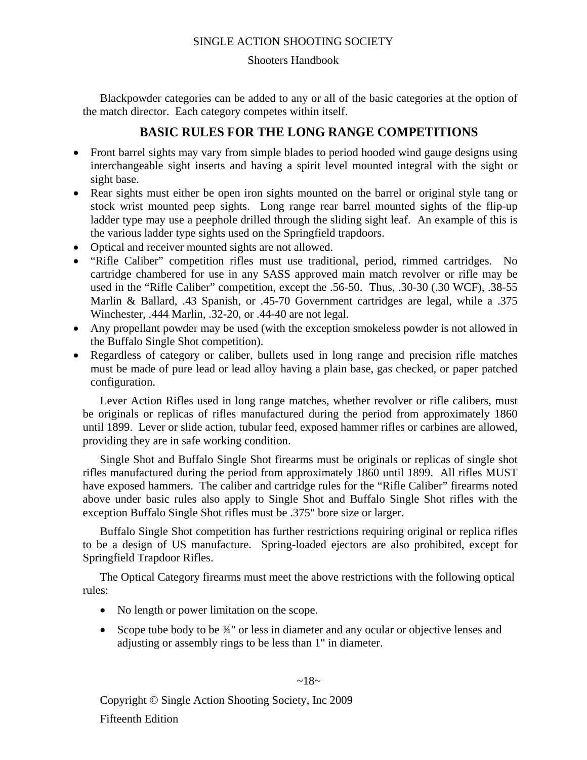Blackpowder categories can be added to any or all of the basic categories at the option of the match director. Each category competes within itself.

## BASIC RULES FOR THE LONG RANGE COMPETITIONS

- Front barrel sights may vary from simple blades to period hooded wind gauge designs using interchangeable sight inserts and having a spirit level mounted integral with the sight or sight base.
- Rear sights must either be open iron sights mounted on the barrel or original style tang or stock wrist mounted peep sights. Long range rear barrel mounted sights of the flip-up ladder type may use a peephole drilled through the sliding sight leaf. An example of this is the various ladder type sights used on the Springfield trapdoors.
- Optical and receiver mounted sights are not allowed.
- "Rifle Caliber" competition rifles must use traditional, period, rimmed cartridges. No cartridge chambered for use in any SASS approved main match revolver or rifle may be used in the "Rifle Caliber" competition, except the .56-50. Thus, .30-30 (.30 WCF), .38-55 Marlin & Ballard, .43 Spanish, or .45-70 Government cartridges are legal, while a .375 Winchester, .444 Marlin, .32-20, or .44-40 are not legal.
- Any propellant powder may be used (with the exception smokeless powder is not allowed in the Buffalo Single Shot competition).
- Regardless of category or caliber, bullets used in long range and precision rifle matches must be made of pure lead or lead alloy having a plain base, gas checked, or paper patched configuration.

Lever Action Rifles used in long range matches, whether revolver or rifle calibers, must be originals or replicas of rifles manufactured during the period from approximately 1860 until 1899. Lever or slide action, tubular feed, exposed hammer rifles or carbines are allowed, providing they are in safe working condition.

Single Shot and Buffalo Single Shot firearms must be originals or replicas of single shot rifles manufactured during the period from approximately 1860 until 1899. All rifles MUST have exposed hammers. The caliber and cartridge rules for the "Rifle Caliber" firearms noted above under basic rules also apply to Single Shot and Buffalo Single Shot rifles with the exception Buffalo Single Shot rifles must be .375" bore size or larger.

Buffalo Single Shot competition has further restrictions requiring original or replica rifles to be a design of US manufacture. Spring-loaded ejectors are also prohibited, except for Springfield Trapdoor Rifles.

The Optical Category firearms must meet the above restrictions with the following optical rules:

- No length or power limitation on the scope.
- Scope tube body to be ¾" or less in diameter and any ocular or objective lenses and adjusting or assembly rings to be less than 1" in diameter.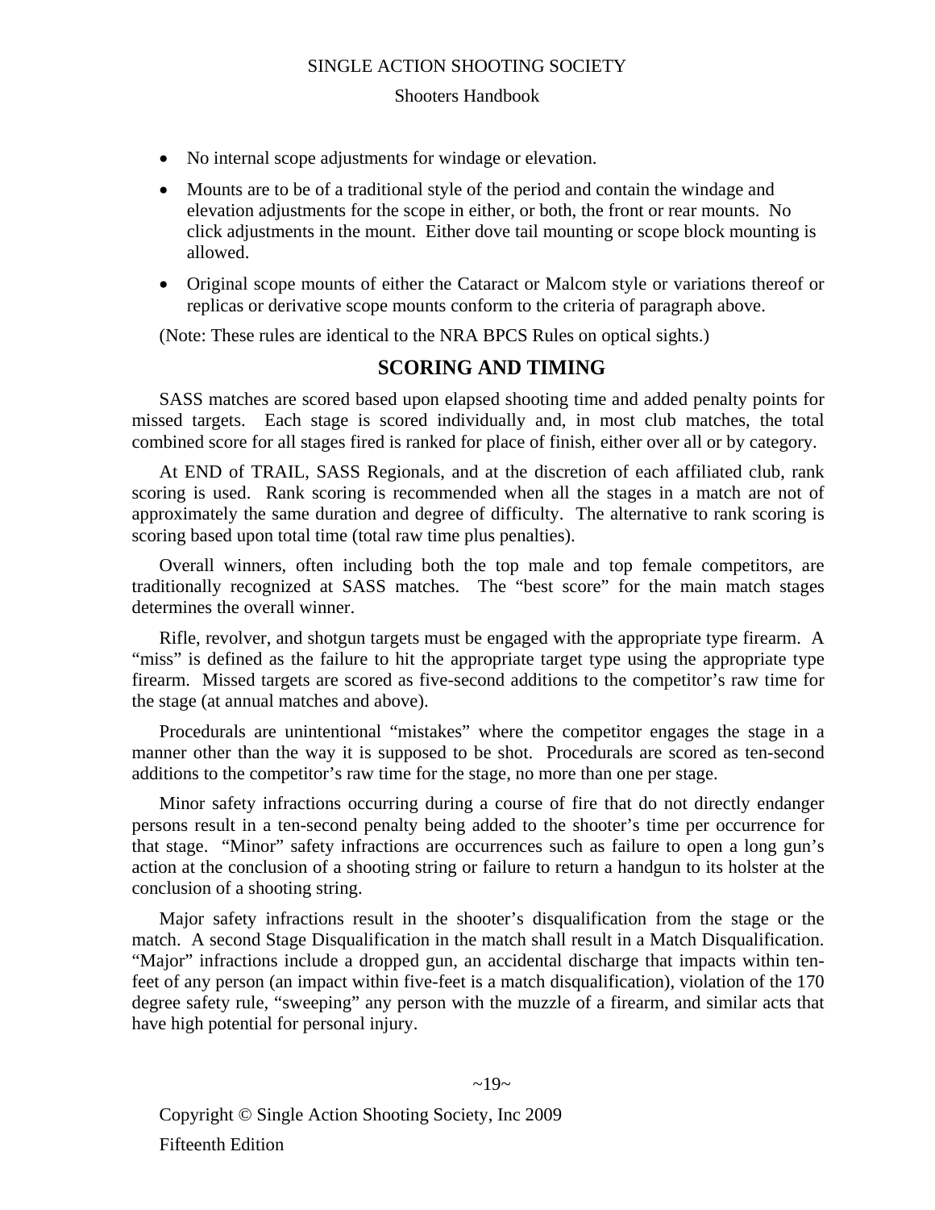- No internal scope adjustments for windage or elevation.
- Mounts are to be of a traditional style of the period and contain the windage and elevation adjustments for the scope in either, or both, the front or rear mounts. No click adjustments in the mount. Either dove tail mounting or scope block mounting is allowed.
- Original scope mounts of either the Cataract or Malcom style or variations thereof or replicas or derivative scope mounts conform to the criteria of paragraph above.

(Note: These rules are identical to the NRA BPCS Rules on optical sights.)

## SCORING AND TIMING

SASS matches are scored based upon elapsed shooting time and added penalty points for missed targets. Each stage is scored individually and, in most club matches, the total combined score for all stages fired is ranked for place of finish, either over all or by category.

At END of TRAIL, SASS Regionals, and at the discretion of each affiliated club, rank scoring is used. Rank scoring is recommended when all the stages in a match are not of approximately the same duration and degree of difficulty. The alternative to rank scoring is scoring based upon total time (total raw time plus penalties).

Overall winners, often including both the top male and top female competitors, are traditionally recognized at SASS matches. The "best score" for the main match stages determines the overall winner.

Rifle, revolver, and shotgun targets must be engaged with the appropriate type firearm. A "miss" is defined as the failure to hit the appropriate target type using the appropriate type firearm. Missed targets are scored as five-second additions to the competitor's raw time for the stage (at annual matches and above).

Procedurals are unintentional "mistakes" where the competitor engages the stage in a manner other than the way it is supposed to be shot. Procedurals are scored as ten-second additions to the competitor's raw time for the stage, no more than one per stage.

Minor safety infractions occurring during a course of fire that do not directly endanger persons result in a ten-second penalty being added to the shooter's time per occurrence for that stage. "Minor" safety infractions are occurrences such as failure to open a long gun's action at the conclusion of a shooting string or failure to return a handgun to its holster at the conclusion of a shooting string.

Major safety infractions result in the shooter's disqualification from the stage or the match. A second Stage Disqualification in the match shall result in a Match Disqualification. "Major" infractions include a dropped gun, an accidental discharge that impacts within ten-feet of any person (an impact within five-feet is a match disqualification), violation of the 170 degree safety rule, "sweeping" any person with the muzzle of a firearm, and similar acts that have high potential for personal injury.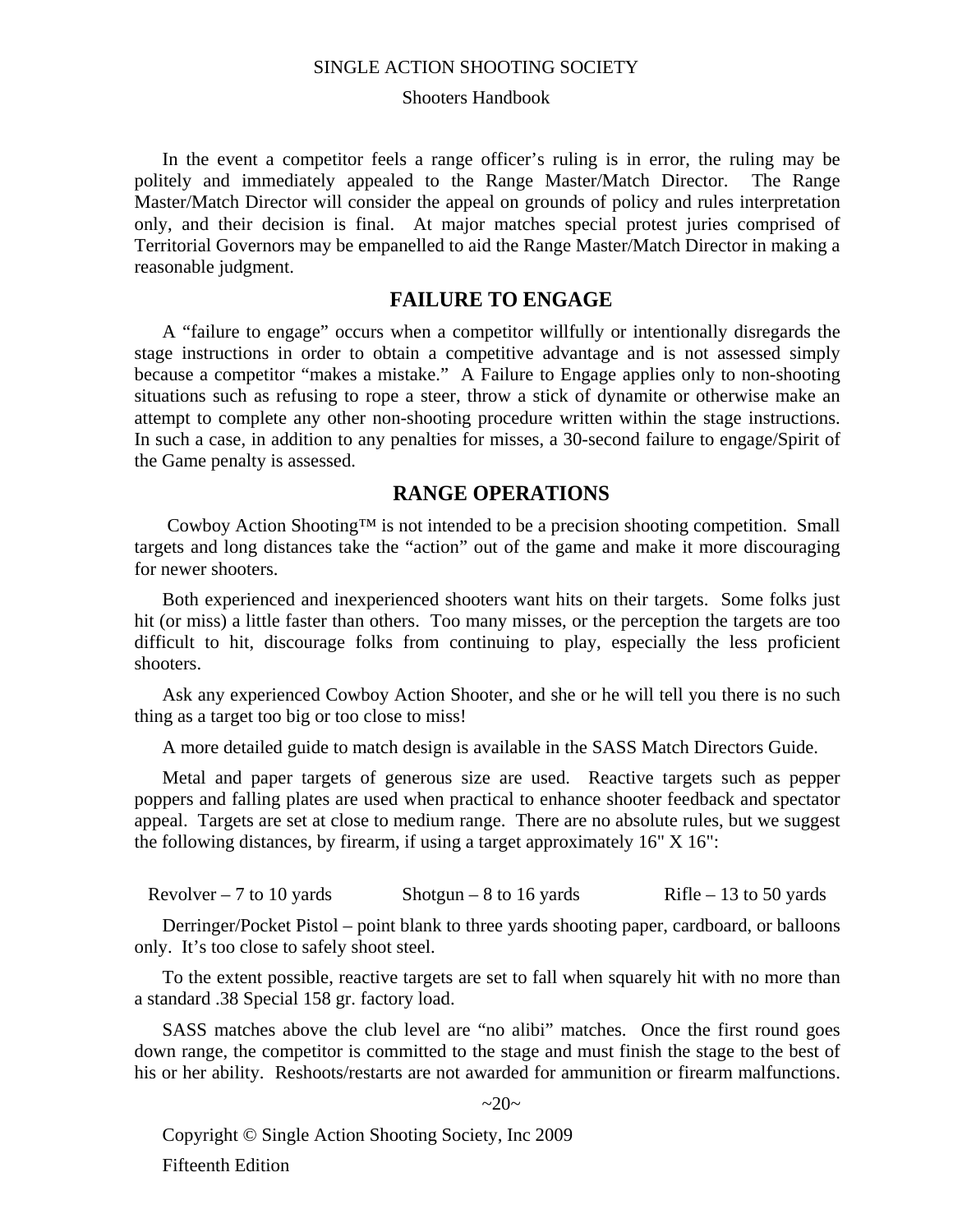In the event a competitor feels a range officer's ruling is in error, the ruling may be politely and immediately appealed to the Range Master/Match Director. The Range Master/Match Director will consider the appeal on grounds of policy and rules interpretation only, and their decision is final. At major matches special protest juries comprised of Territorial Governors may be empanelled to aid the Range Master/Match Director in making a reasonable judgment.

## FAILURE TO ENGAGE

A "failure to engage" occurs when a competitor willfully or intentionally disregards the stage instructions in order to obtain a competitive advantage and is not assessed simply because a competitor "makes a mistake." A Failure to Engage applies only to non-shooting situations such as refusing to rope a steer, throw a stick of dynamite or otherwise make an attempt to complete any other non-shooting procedure written within the stage instructions. In such a case, in addition to any penalties for misses, a 30-second failure to engage/Spirit of the Game penalty is assessed.

## RANGE OPERATIONS

Cowboy Action Shooting™ is not intended to be a precision shooting competition. Small targets and long distances take the "action" out of the game and make it more discouraging for newer shooters.

Both experienced and inexperienced shooters want hits on their targets. Some folks just hit (or miss) a little faster than others. Too many misses, or the perception the targets are too difficult to hit, discourage folks from continuing to play, especially the less proficient shooters.

Ask any experienced Cowboy Action Shooter, and she or he will tell you there is no such thing as a target too big or too close to miss!

A more detailed guide to match design is available in the SASS Match Directors Guide.

Metal and paper targets of generous size are used. Reactive targets such as pepper poppers and falling plates are used when practical to enhance shooter feedback and spectator appeal. Targets are set at close to medium range. There are no absolute rules, but we suggest the following distances, by firearm, if using a target approximately 16" X 16":

Revolver – 7 to 10 yards    Shotgun – 8 to 16 yards    Rifle – 13 to 50 yards

Derringer/Pocket Pistol – point blank to three yards shooting paper, cardboard, or balloons only. It's too close to safely shoot steel.

To the extent possible, reactive targets are set to fall when squarely hit with no more than a standard .38 Special 158 gr. factory load.

SASS matches above the club level are "no alibi" matches. Once the first round goes down range, the competitor is committed to the stage and must finish the stage to the best of his or her ability. Reshoots/restarts are not awarded for ammunition or firearm malfunctions.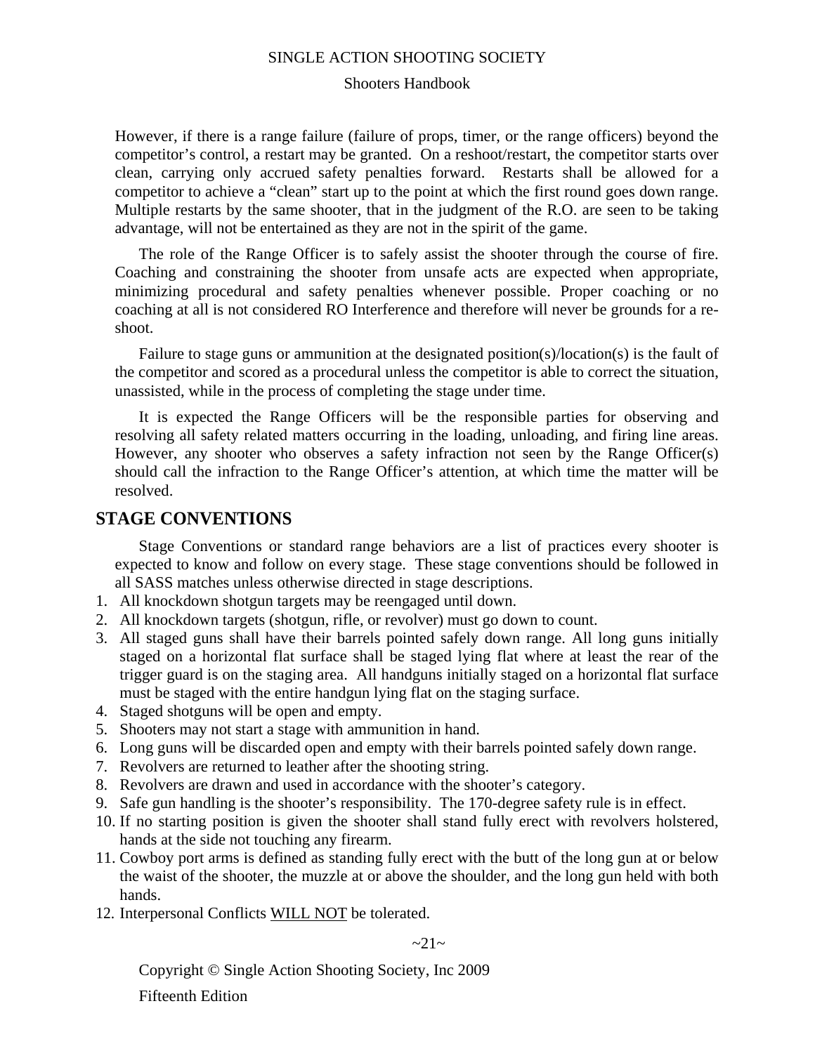However, if there is a range failure (failure of props, timer, or the range officers) beyond the competitor's control, a restart may be granted. On a reshoot/restart, the competitor starts over clean, carrying only accrued safety penalties forward. Restarts shall be allowed for a competitor to achieve a "clean" start up to the point at which the first round goes down range. Multiple restarts by the same shooter, that in the judgment of the R.O. are seen to be taking advantage, will not be entertained as they are not in the spirit of the game.

The role of the Range Officer is to safely assist the shooter through the course of fire. Coaching and constraining the shooter from unsafe acts are expected when appropriate, minimizing procedural and safety penalties whenever possible. Proper coaching or no coaching at all is not considered RO Interference and therefore will never be grounds for a re-shoot.

Failure to stage guns or ammunition at the designated position(s)/location(s) is the fault of the competitor and scored as a procedural unless the competitor is able to correct the situation, unassisted, while in the process of completing the stage under time.

It is expected the Range Officers will be the responsible parties for observing and resolving all safety related matters occurring in the loading, unloading, and firing line areas. However, any shooter who observes a safety infraction not seen by the Range Officer(s) should call the infraction to the Range Officer's attention, at which time the matter will be resolved.

## STAGE CONVENTIONS

Stage Conventions or standard range behaviors are a list of practices every shooter is expected to know and follow on every stage. These stage conventions should be followed in all SASS matches unless otherwise directed in stage descriptions.

1. All knockdown shotgun targets may be reengaged until down.
2. All knockdown targets (shotgun, rifle, or revolver) must go down to count.
3. All staged guns shall have their barrels pointed safely down range. All long guns initially staged on a horizontal flat surface shall be staged lying flat where at least the rear of the trigger guard is on the staging area. All handguns initially staged on a horizontal flat surface must be staged with the entire handgun lying flat on the staging surface.
4. Staged shotguns will be open and empty.
5. Shooters may not start a stage with ammunition in hand.
6. Long guns will be discarded open and empty with their barrels pointed safely down range.
7. Revolvers are returned to leather after the shooting string.
8. Revolvers are drawn and used in accordance with the shooter's category.
9. Safe gun handling is the shooter's responsibility. The 170-degree safety rule is in effect.
10. If no starting position is given the shooter shall stand fully erect with revolvers holstered, hands at the side not touching any firearm.
11. Cowboy port arms is defined as standing fully erect with the butt of the long gun at or below the waist of the shooter, the muzzle at or above the shoulder, and the long gun held with both hands.
12. Interpersonal Conflicts <u>WILL NOT</u> be tolerated.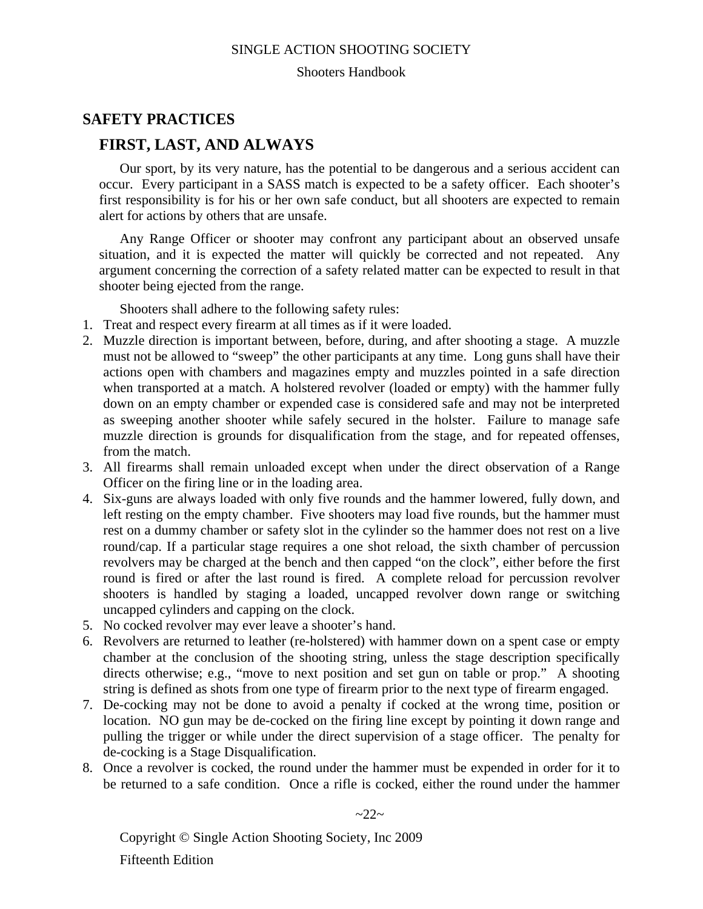## SAFETY PRACTICES

### FIRST, LAST, AND ALWAYS

Our sport, by its very nature, has the potential to be dangerous and a serious accident can occur. Every participant in a SASS match is expected to be a safety officer. Each shooter's first responsibility is for his or her own safe conduct, but all shooters are expected to remain alert for actions by others that are unsafe.

Any Range Officer or shooter may confront any participant about an observed unsafe situation, and it is expected the matter will quickly be corrected and not repeated. Any argument concerning the correction of a safety related matter can be expected to result in that shooter being ejected from the range.

Shooters shall adhere to the following safety rules:

1. Treat and respect every firearm at all times as if it were loaded.
2. Muzzle direction is important between, before, during, and after shooting a stage. A muzzle must not be allowed to "sweep" the other participants at any time. Long guns shall have their actions open with chambers and magazines empty and muzzles pointed in a safe direction when transported at a match. A holstered revolver (loaded or empty) with the hammer fully down on an empty chamber or expended case is considered safe and may not be interpreted as sweeping another shooter while safely secured in the holster. Failure to manage safe muzzle direction is grounds for disqualification from the stage, and for repeated offenses, from the match.
3. All firearms shall remain unloaded except when under the direct observation of a Range Officer on the firing line or in the loading area.
4. Six-guns are always loaded with only five rounds and the hammer lowered, fully down, and left resting on the empty chamber. Five shooters may load five rounds, but the hammer must rest on a dummy chamber or safety slot in the cylinder so the hammer does not rest on a live round/cap. If a particular stage requires a one shot reload, the sixth chamber of percussion revolvers may be charged at the bench and then capped "on the clock", either before the first round is fired or after the last round is fired. A complete reload for percussion revolver shooters is handled by staging a loaded, uncapped revolver down range or switching uncapped cylinders and capping on the clock.
5. No cocked revolver may ever leave a shooter's hand.
6. Revolvers are returned to leather (re-holstered) with hammer down on a spent case or empty chamber at the conclusion of the shooting string, unless the stage description specifically directs otherwise; e.g., "move to next position and set gun on table or prop." A shooting string is defined as shots from one type of firearm prior to the next type of firearm engaged.
7. De-cocking may not be done to avoid a penalty if cocked at the wrong time, position or location. NO gun may be de-cocked on the firing line except by pointing it down range and pulling the trigger or while under the direct supervision of a stage officer. The penalty for de-cocking is a Stage Disqualification.
8. Once a revolver is cocked, the round under the hammer must be expended in order for it to be returned to a safe condition. Once a rifle is cocked, either the round under the hammer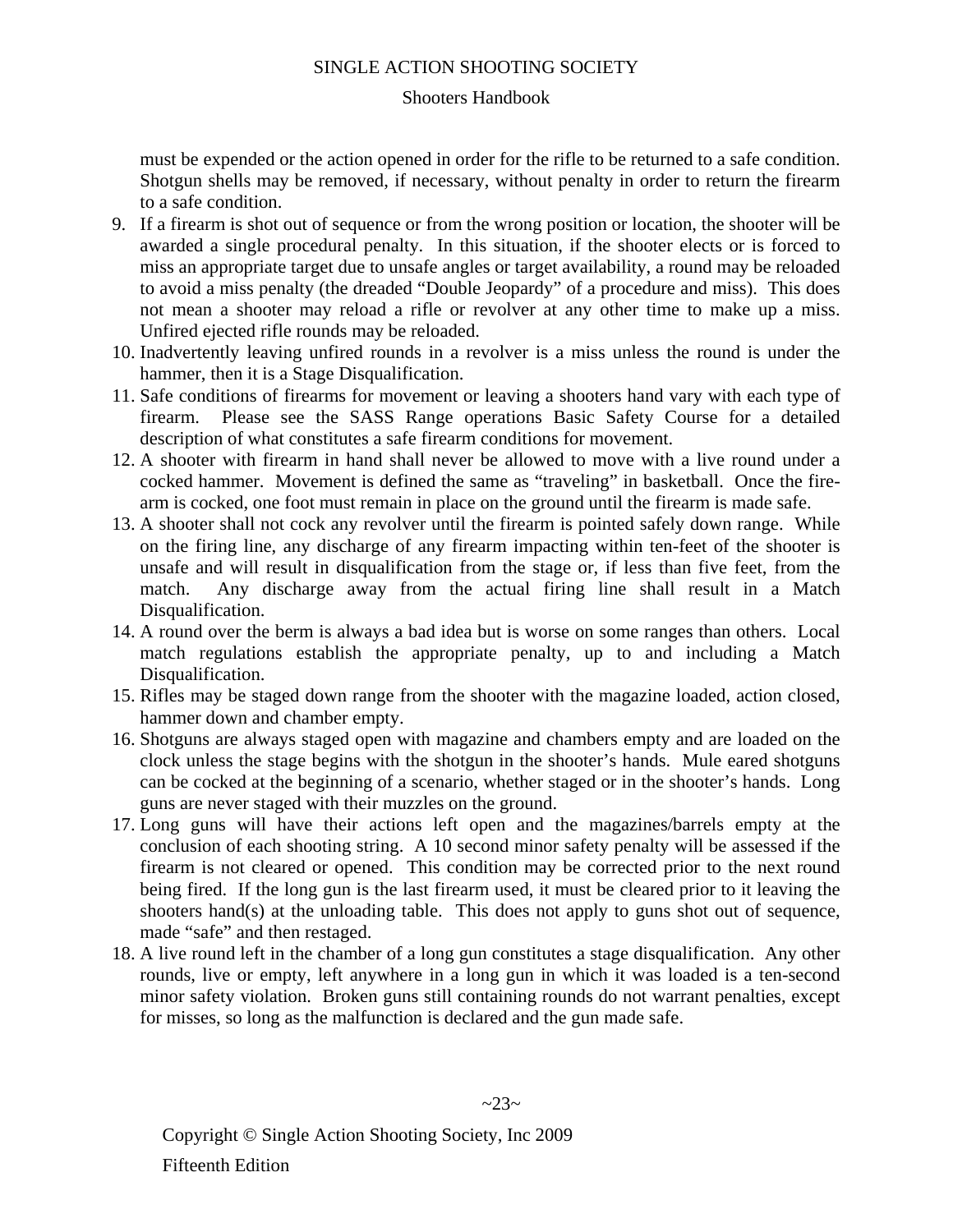must be expended or the action opened in order for the rifle to be returned to a safe condition. Shotgun shells may be removed, if necessary, without penalty in order to return the firearm to a safe condition.

9. If a firearm is shot out of sequence or from the wrong position or location, the shooter will be awarded a single procedural penalty. In this situation, if the shooter elects or is forced to miss an appropriate target due to unsafe angles or target availability, a round may be reloaded to avoid a miss penalty (the dreaded "Double Jeopardy" of a procedure and miss). This does not mean a shooter may reload a rifle or revolver at any other time to make up a miss. Unfired ejected rifle rounds may be reloaded.
10. Inadvertently leaving unfired rounds in a revolver is a miss unless the round is under the hammer, then it is a Stage Disqualification.
11. Safe conditions of firearms for movement or leaving a shooters hand vary with each type of firearm. Please see the SASS Range operations Basic Safety Course for a detailed description of what constitutes a safe firearm conditions for movement.
12. A shooter with firearm in hand shall never be allowed to move with a live round under a cocked hammer. Movement is defined the same as "traveling" in basketball. Once the firearm is cocked, one foot must remain in place on the ground until the firearm is made safe.
13. A shooter shall not cock any revolver until the firearm is pointed safely down range. While on the firing line, any discharge of any firearm impacting within ten-feet of the shooter is unsafe and will result in disqualification from the stage or, if less than five feet, from the match. Any discharge away from the actual firing line shall result in a Match Disqualification.
14. A round over the berm is always a bad idea but is worse on some ranges than others. Local match regulations establish the appropriate penalty, up to and including a Match Disqualification.
15. Rifles may be staged down range from the shooter with the magazine loaded, action closed, hammer down and chamber empty.
16. Shotguns are always staged open with magazine and chambers empty and are loaded on the clock unless the stage begins with the shotgun in the shooter's hands. Mule eared shotguns can be cocked at the beginning of a scenario, whether staged or in the shooter's hands. Long guns are never staged with their muzzles on the ground.
17. Long guns will have their actions left open and the magazines/barrels empty at the conclusion of each shooting string. A 10 second minor safety penalty will be assessed if the firearm is not cleared or opened. This condition may be corrected prior to the next round being fired. If the long gun is the last firearm used, it must be cleared prior to it leaving the shooters hand(s) at the unloading table. This does not apply to guns shot out of sequence, made "safe" and then restaged.
18. A live round left in the chamber of a long gun constitutes a stage disqualification. Any other rounds, live or empty, left anywhere in a long gun in which it was loaded is a ten-second minor safety violation. Broken guns still containing rounds do not warrant penalties, except for misses, so long as the malfunction is declared and the gun made safe.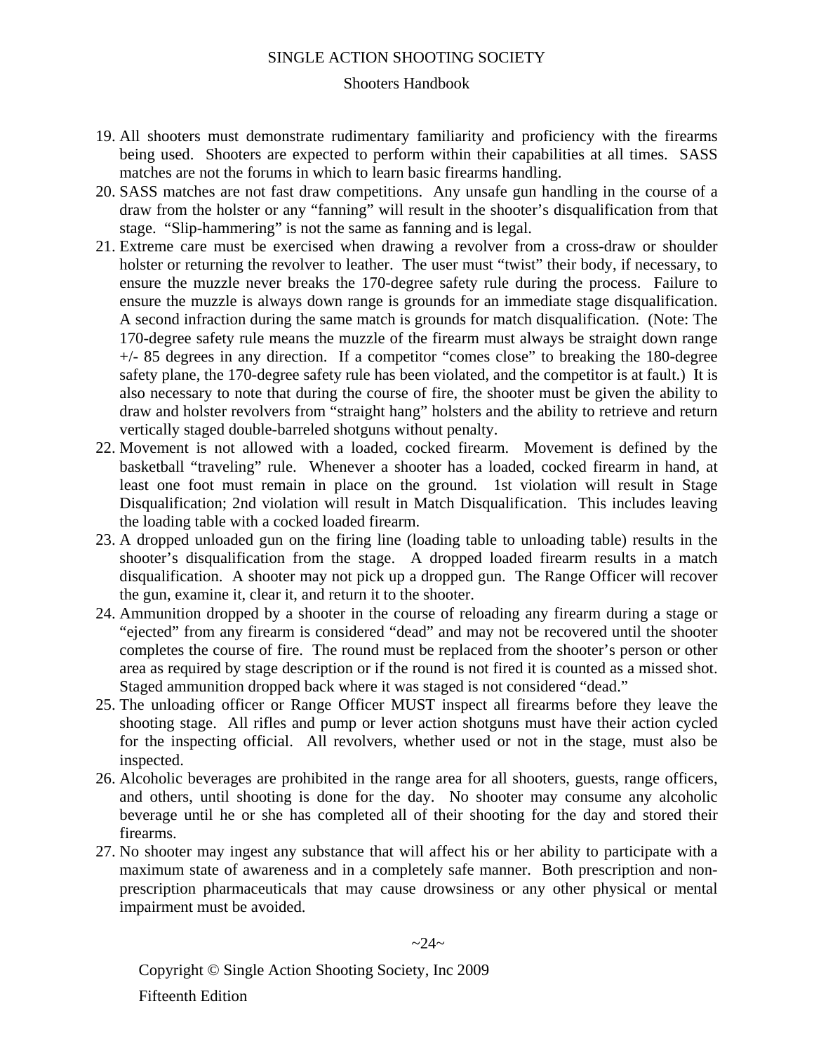19. All shooters must demonstrate rudimentary familiarity and proficiency with the firearms being used. Shooters are expected to perform within their capabilities at all times. SASS matches are not the forums in which to learn basic firearms handling.
20. SASS matches are not fast draw competitions. Any unsafe gun handling in the course of a draw from the holster or any "fanning" will result in the shooter's disqualification from that stage. "Slip-hammering" is not the same as fanning and is legal.
21. Extreme care must be exercised when drawing a revolver from a cross-draw or shoulder holster or returning the revolver to leather. The user must "twist" their body, if necessary, to ensure the muzzle never breaks the 170-degree safety rule during the process. Failure to ensure the muzzle is always down range is grounds for an immediate stage disqualification. A second infraction during the same match is grounds for match disqualification. (Note: The 170-degree safety rule means the muzzle of the firearm must always be straight down range +/- 85 degrees in any direction. If a competitor "comes close" to breaking the 180-degree safety plane, the 170-degree safety rule has been violated, and the competitor is at fault.) It is also necessary to note that during the course of fire, the shooter must be given the ability to draw and holster revolvers from "straight hang" holsters and the ability to retrieve and return vertically staged double-barreled shotguns without penalty.
22. Movement is not allowed with a loaded, cocked firearm. Movement is defined by the basketball "traveling" rule. Whenever a shooter has a loaded, cocked firearm in hand, at least one foot must remain in place on the ground. 1st violation will result in Stage Disqualification; 2nd violation will result in Match Disqualification. This includes leaving the loading table with a cocked loaded firearm.
23. A dropped unloaded gun on the firing line (loading table to unloading table) results in the shooter's disqualification from the stage. A dropped loaded firearm results in a match disqualification. A shooter may not pick up a dropped gun. The Range Officer will recover the gun, examine it, clear it, and return it to the shooter.
24. Ammunition dropped by a shooter in the course of reloading any firearm during a stage or "ejected" from any firearm is considered "dead" and may not be recovered until the shooter completes the course of fire. The round must be replaced from the shooter's person or other area as required by stage description or if the round is not fired it is counted as a missed shot. Staged ammunition dropped back where it was staged is not considered "dead."
25. The unloading officer or Range Officer MUST inspect all firearms before they leave the shooting stage. All rifles and pump or lever action shotguns must have their action cycled for the inspecting official. All revolvers, whether used or not in the stage, must also be inspected.
26. Alcoholic beverages are prohibited in the range area for all shooters, guests, range officers, and others, until shooting is done for the day. No shooter may consume any alcoholic beverage until he or she has completed all of their shooting for the day and stored their firearms.
27. No shooter may ingest any substance that will affect his or her ability to participate with a maximum state of awareness and in a completely safe manner. Both prescription and non-prescription pharmaceuticals that may cause drowsiness or any other physical or mental impairment must be avoided.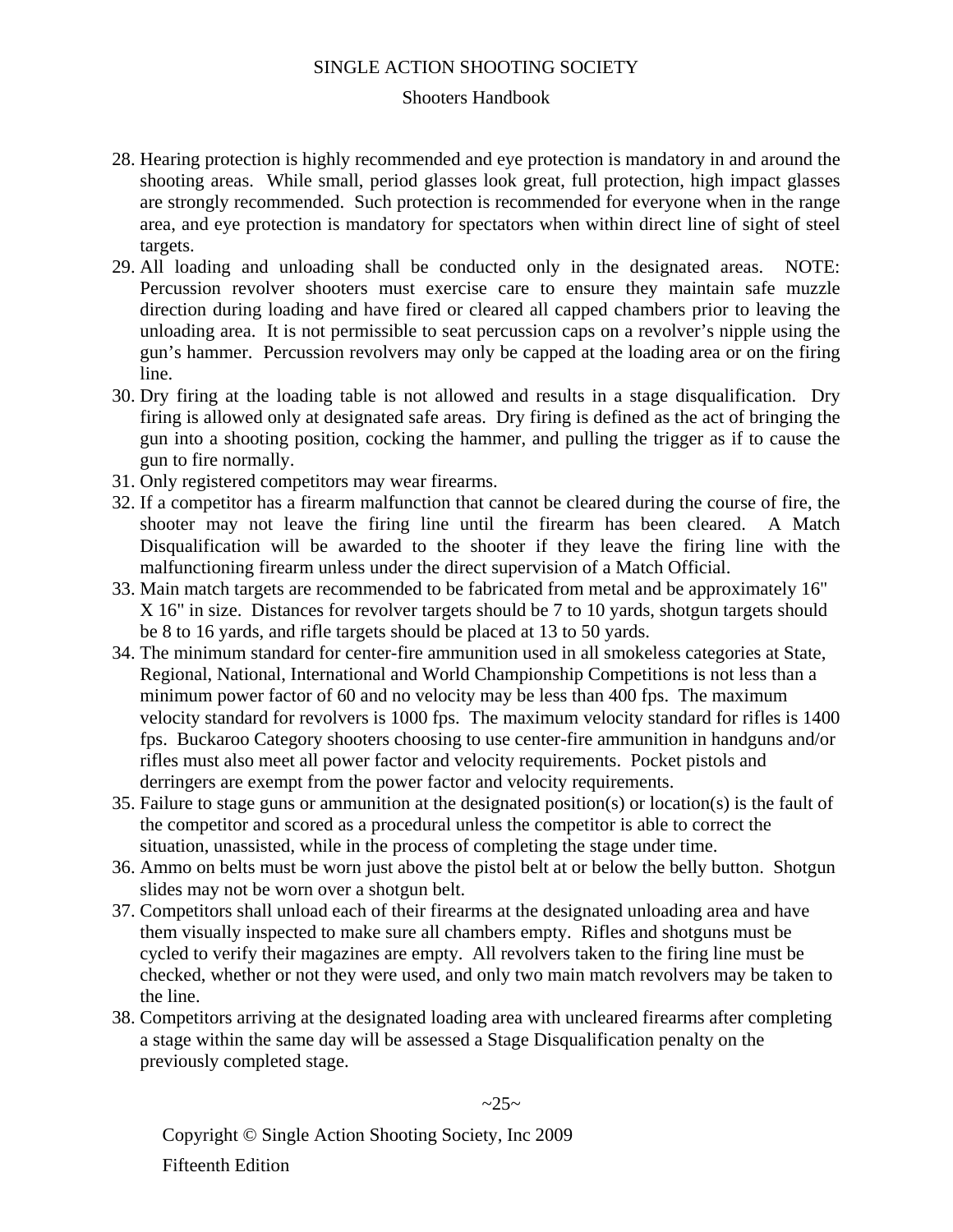28. Hearing protection is highly recommended and eye protection is mandatory in and around the shooting areas. While small, period glasses look great, full protection, high impact glasses are strongly recommended. Such protection is recommended for everyone when in the range area, and eye protection is mandatory for spectators when within direct line of sight of steel targets.
29. All loading and unloading shall be conducted only in the designated areas. NOTE: Percussion revolver shooters must exercise care to ensure they maintain safe muzzle direction during loading and have fired or cleared all capped chambers prior to leaving the unloading area. It is not permissible to seat percussion caps on a revolver's nipple using the gun's hammer. Percussion revolvers may only be capped at the loading area or on the firing line.
30. Dry firing at the loading table is not allowed and results in a stage disqualification. Dry firing is allowed only at designated safe areas. Dry firing is defined as the act of bringing the gun into a shooting position, cocking the hammer, and pulling the trigger as if to cause the gun to fire normally.
31. Only registered competitors may wear firearms.
32. If a competitor has a firearm malfunction that cannot be cleared during the course of fire, the shooter may not leave the firing line until the firearm has been cleared. A Match Disqualification will be awarded to the shooter if they leave the firing line with the malfunctioning firearm unless under the direct supervision of a Match Official.
33. Main match targets are recommended to be fabricated from metal and be approximately 16" X 16" in size. Distances for revolver targets should be 7 to 10 yards, shotgun targets should be 8 to 16 yards, and rifle targets should be placed at 13 to 50 yards.
34. The minimum standard for center-fire ammunition used in all smokeless categories at State, Regional, National, International and World Championship Competitions is not less than a minimum power factor of 60 and no velocity may be less than 400 fps. The maximum velocity standard for revolvers is 1000 fps. The maximum velocity standard for rifles is 1400 fps. Buckaroo Category shooters choosing to use center-fire ammunition in handguns and/or rifles must also meet all power factor and velocity requirements. Pocket pistols and derringers are exempt from the power factor and velocity requirements.
35. Failure to stage guns or ammunition at the designated position(s) or location(s) is the fault of the competitor and scored as a procedural unless the competitor is able to correct the situation, unassisted, while in the process of completing the stage under time.
36. Ammo on belts must be worn just above the pistol belt at or below the belly button. Shotgun slides may not be worn over a shotgun belt.
37. Competitors shall unload each of their firearms at the designated unloading area and have them visually inspected to make sure all chambers empty. Rifles and shotguns must be cycled to verify their magazines are empty. All revolvers taken to the firing line must be checked, whether or not they were used, and only two main match revolvers may be taken to the line.
38. Competitors arriving at the designated loading area with uncleared firearms after completing a stage within the same day will be assessed a Stage Disqualification penalty on the previously completed stage.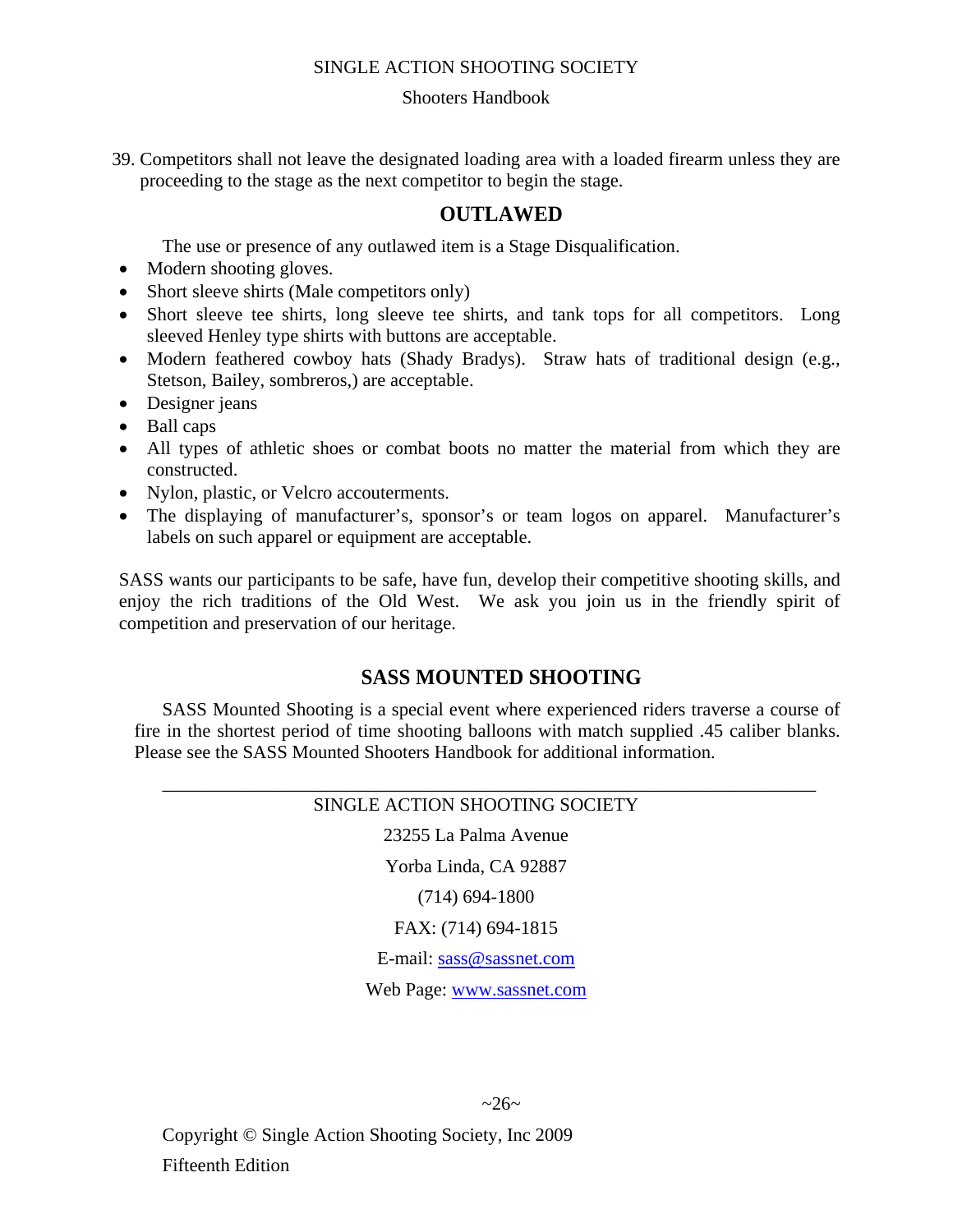39. Competitors shall not leave the designated loading area with a loaded firearm unless they are proceeding to the stage as the next competitor to begin the stage.

## OUTLAWED

The use or presence of any outlawed item is a Stage Disqualification.

- Modern shooting gloves.
- Short sleeve shirts (Male competitors only)
- Short sleeve tee shirts, long sleeve tee shirts, and tank tops for all competitors. Long sleeved Henley type shirts with buttons are acceptable.
- Modern feathered cowboy hats (Shady Bradys). Straw hats of traditional design (e.g., Stetson, Bailey, sombreros,) are acceptable.
- Designer jeans
- Ball caps
- All types of athletic shoes or combat boots no matter the material from which they are constructed.
- Nylon, plastic, or Velcro accouterments.
- The displaying of manufacturer's, sponsor's or team logos on apparel. Manufacturer's labels on such apparel or equipment are acceptable.

SASS wants our participants to be safe, have fun, develop their competitive shooting skills, and enjoy the rich traditions of the Old West. We ask you join us in the friendly spirit of competition and preservation of our heritage.

## SASS MOUNTED SHOOTING

SASS Mounted Shooting is a special event where experienced riders traverse a course of fire in the shortest period of time shooting balloons with match supplied .45 caliber blanks. Please see the SASS Mounted Shooters Handbook for additional information.

---

SINGLE ACTION SHOOTING SOCIETY

23255 La Palma Avenue

Yorba Linda, CA 92887

(714) 694-1800

FAX: (714) 694-1815

E-mail: sass@sassnet.com

Web Page: www.sassnet.com

Copyright © Single Action Shooting Society, Inc 2009

Fifteenth Edition